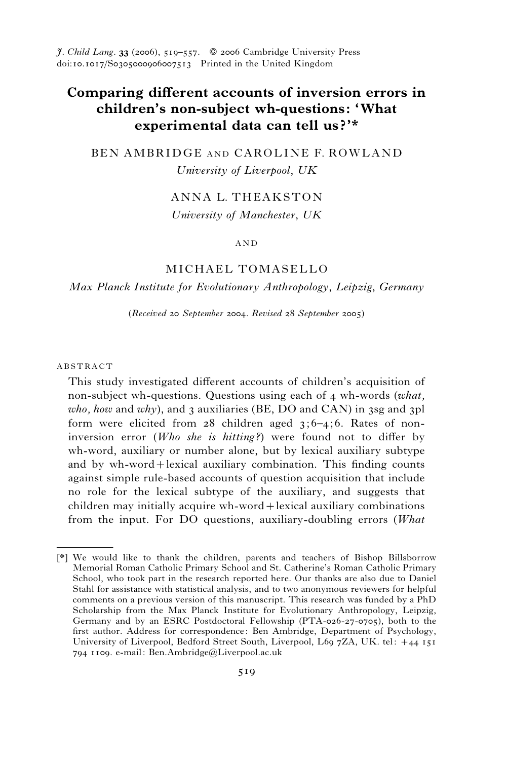# Comparing different accounts of inversion errors in children's non-subject wh-questions: 'What experimental data can tell us?'*

BEN AMBRIDGE AND CAROLINE F. ROWLAND

*University of Liverpool, UK*

ANNA L. THEAKSTON

*University of Manchester, UK*

AND

MICHAEL TOMASELLO

*Max Planck Institute for Evolutionary Anthropology, Leipzig, Germany*

(*Received* 20 *September* 2004. *Revised* 28 *September* 2005)

## ABSTRACT

This study investigated different accounts of children's acquisition of non-subject wh-questions. Questions using each of 4 wh-words (*what, who, how* and *why*), and 3 auxiliaries (BE, DO and CAN) in 3sg and 3pl form were elicited from 28 children aged 3;6–4;6. Rates of non-inversion error (*Who she is hitting?*) were found not to differ by wh-word, auxiliary or number alone, but by lexical auxiliary subtype and by wh-word+lexical auxiliary combination. This finding counts against simple rule-based accounts of question acquisition that include no role for the lexical subtype of the auxiliary, and suggests that children may initially acquire wh-word+lexical auxiliary combinations from the input. For DO questions, auxiliary-doubling errors (*What*

---

[*] We would like to thank the children, parents and teachers of Bishop Billsborrow Memorial Roman Catholic Primary School and St. Catherine's Roman Catholic Primary School, who took part in the research reported here. Our thanks are also due to Daniel Stahl for assistance with statistical analysis, and to two anonymous reviewers for helpful comments on a previous version of this manuscript. This research was funded by a PhD Scholarship from the Max Planck Institute for Evolutionary Anthropology, Leipzig, Germany and by an ESRC Postdoctoral Fellowship (PTA-026-27-0705), both to the first author. Address for correspondence: Ben Ambridge, Department of Psychology, University of Liverpool, Bedford Street South, Liverpool, L69 7ZA, UK. tel: +44 151 794 1109. e-mail: Ben.Ambridge@Liverpool.ac.uk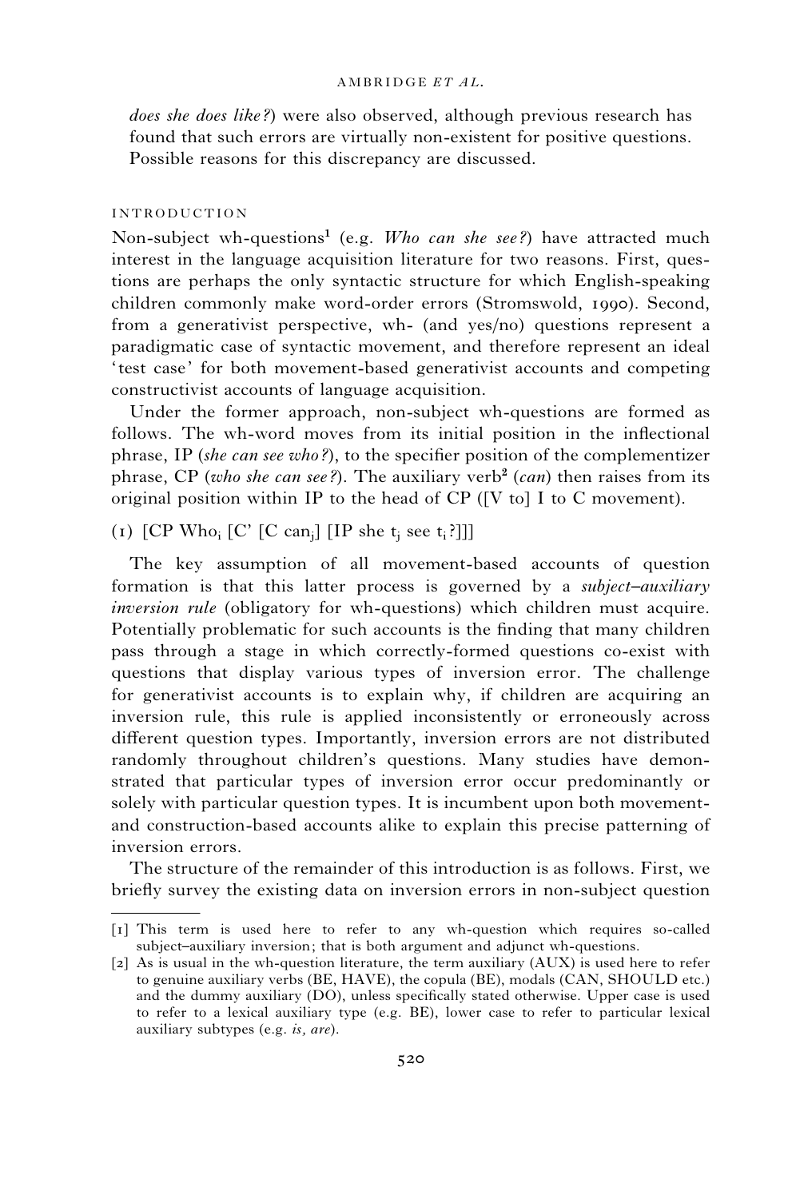*does she does like?*) were also observed, although previous research has found that such errors are virtually non-existent for positive questions. Possible reasons for this discrepancy are discussed.

## INTRODUCTION

Non-subject wh-questions[1] (e.g. *Who can she see?*) have attracted much interest in the language acquisition literature for two reasons. First, questions are perhaps the only syntactic structure for which English-speaking children commonly make word-order errors (Stromswold, 1990). Second, from a generativist perspective, wh- (and yes/no) questions represent a paradigmatic case of syntactic movement, and therefore represent an ideal 'test case' for both movement-based generativist accounts and competing constructivist accounts of language acquisition.

Under the former approach, non-subject wh-questions are formed as follows. The wh-word moves from its initial position in the inflectional phrase, IP (*she can see who?*), to the specifier position of the complementizer phrase, CP (*who she can see?*). The auxiliary verb[2] (*can*) then raises from its original position within IP to the head of CP ([V to] I to C movement).

(1) [CP Who$_i$ [C' [C can$_j$] [IP she t$_j$ see t$_i$?]]]

The key assumption of all movement-based accounts of question formation is that this latter process is governed by a *subject–auxiliary inversion rule* (obligatory for wh-questions) which children must acquire. Potentially problematic for such accounts is the finding that many children pass through a stage in which correctly-formed questions co-exist with questions that display various types of inversion error. The challenge for generativist accounts is to explain why, if children are acquiring an inversion rule, this rule is applied inconsistently or erroneously across different question types. Importantly, inversion errors are not distributed randomly throughout children's questions. Many studies have demonstrated that particular types of inversion error occur predominantly or solely with particular question types. It is incumbent upon both movement- and construction-based accounts alike to explain this precise patterning of inversion errors.

The structure of the remainder of this introduction is as follows. First, we briefly survey the existing data on inversion errors in non-subject question

---

[1] This term is used here to refer to any wh-question which requires so-called subject–auxiliary inversion; that is both argument and adjunct wh-questions.

[2] As is usual in the wh-question literature, the term auxiliary (AUX) is used here to refer to genuine auxiliary verbs (BE, HAVE), the copula (BE), modals (CAN, SHOULD etc.) and the dummy auxiliary (DO), unless specifically stated otherwise. Upper case is used to refer to a lexical auxiliary type (e.g. BE), lower case to refer to particular lexical auxiliary subtypes (e.g. *is, are*).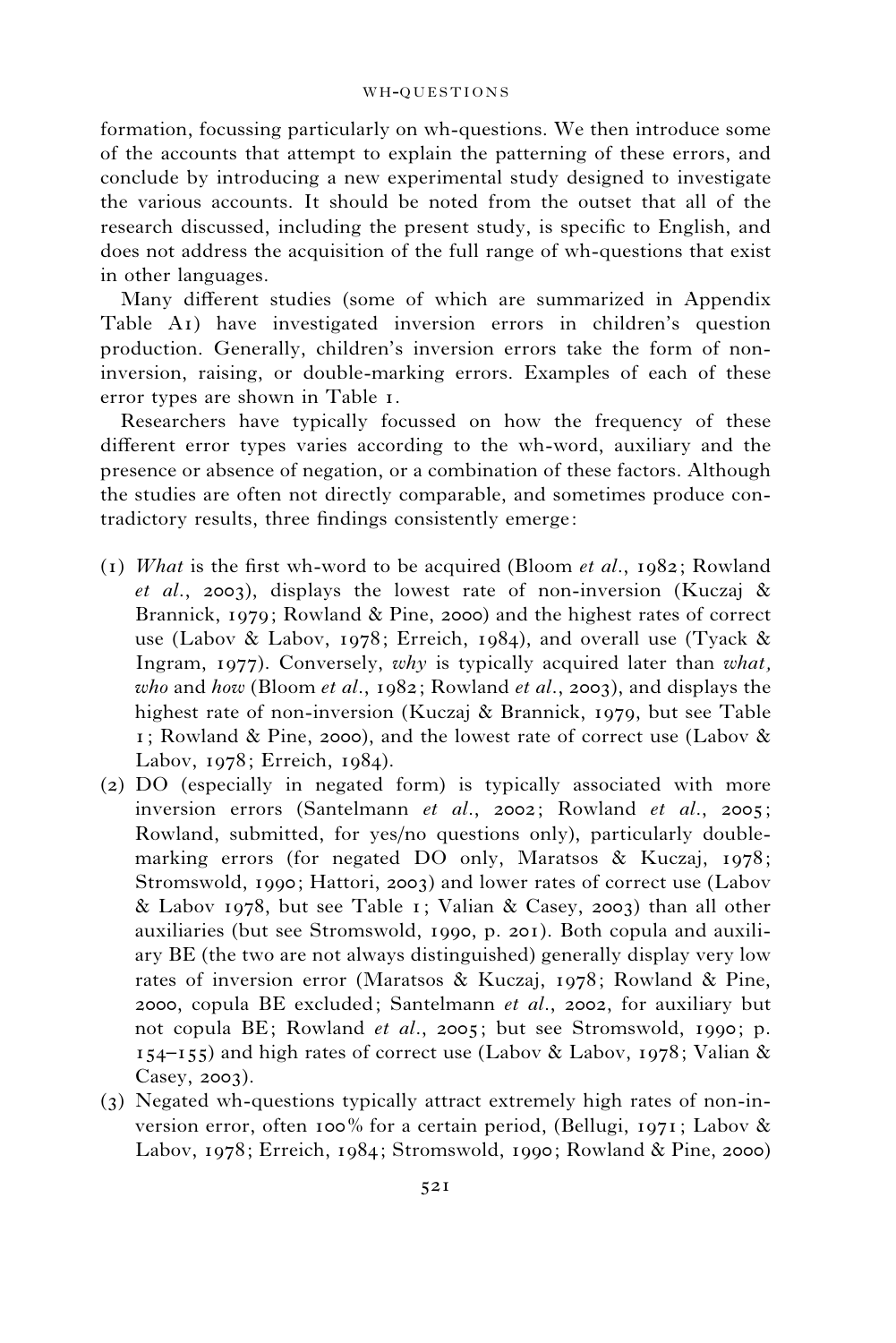formation, focussing particularly on wh-questions. We then introduce some of the accounts that attempt to explain the patterning of these errors, and conclude by introducing a new experimental study designed to investigate the various accounts. It should be noted from the outset that all of the research discussed, including the present study, is specific to English, and does not address the acquisition of the full range of wh-questions that exist in other languages.

Many different studies (some of which are summarized in Appendix Table A1) have investigated inversion errors in children's question production. Generally, children's inversion errors take the form of non-inversion, raising, or double-marking errors. Examples of each of these error types are shown in Table 1.

Researchers have typically focussed on how the frequency of these different error types varies according to the wh-word, auxiliary and the presence or absence of negation, or a combination of these factors. Although the studies are often not directly comparable, and sometimes produce contradictory results, three findings consistently emerge:

(1) *What* is the first wh-word to be acquired (Bloom *et al.*, 1982; Rowland *et al.*, 2003), displays the lowest rate of non-inversion (Kuczaj & Brannick, 1979; Rowland & Pine, 2000) and the highest rates of correct use (Labov & Labov, 1978; Erreich, 1984), and overall use (Tyack & Ingram, 1977). Conversely, *why* is typically acquired later than *what, who* and *how* (Bloom *et al.*, 1982; Rowland *et al.*, 2003), and displays the highest rate of non-inversion (Kuczaj & Brannick, 1979, but see Table 1; Rowland & Pine, 2000), and the lowest rate of correct use (Labov & Labov, 1978; Erreich, 1984).

(2) DO (especially in negated form) is typically associated with more inversion errors (Santelmann *et al.*, 2002; Rowland *et al.*, 2005; Rowland, submitted, for yes/no questions only), particularly double-marking errors (for negated DO only, Maratsos & Kuczaj, 1978; Stromswold, 1990; Hattori, 2003) and lower rates of correct use (Labov & Labov 1978, but see Table 1; Valian & Casey, 2003) than all other auxiliaries (but see Stromswold, 1990, p. 201). Both copula and auxiliary BE (the two are not always distinguished) generally display very low rates of inversion error (Maratsos & Kuczaj, 1978; Rowland & Pine, 2000, copula BE excluded; Santelmann *et al.*, 2002, for auxiliary but not copula BE; Rowland *et al.*, 2005; but see Stromswold, 1990; p. 154–155) and high rates of correct use (Labov & Labov, 1978; Valian & Casey, 2003).

(3) Negated wh-questions typically attract extremely high rates of non-inversion error, often 100% for a certain period, (Bellugi, 1971; Labov & Labov, 1978; Erreich, 1984; Stromswold, 1990; Rowland & Pine, 2000)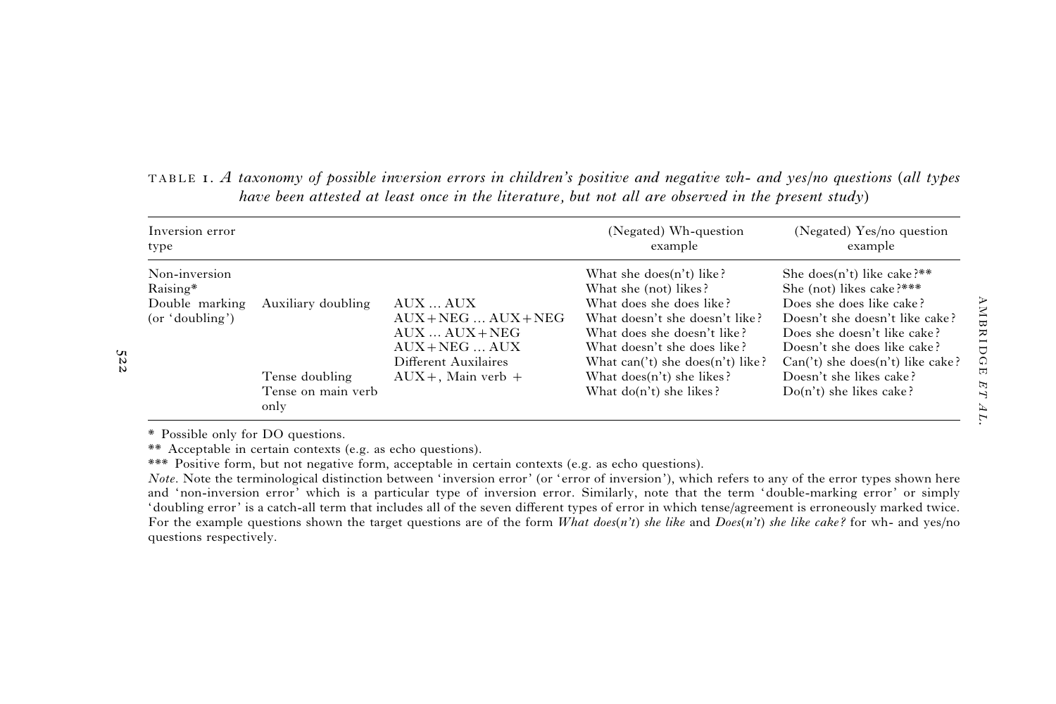TABLE 1. *A taxonomy of possible inversion errors in children's positive and negative wh- and yes/no questions (all types have been attested at least once in the literature, but not all are observed in the present study)*

| Inversion error type | | | (Negated) Wh-question example | (Negated) Yes/no question example |
|---|---|---|---|---|
| Non-inversion | | | What she does(n't) like? | She does(n't) like cake?** |
| Raising* | | | What she (not) likes? | She (not) likes cake?*** |
| Double marking (or 'doubling') | Auxiliary doubling | AUX … AUX | What does she does like? | Does she does like cake? |
| | | AUX+NEG … AUX+NEG | What doesn't she doesn't like? | Doesn't she doesn't like cake? |
| | | AUX … AUX+NEG | What does she doesn't like? | Does she doesn't like cake? |
| | | AUX+NEG … AUX | What doesn't she does like? | Doesn't she does like cake? |
| | | Different Auxilaires | What can(')t she does(n't) like? | Can(')t she does(n't) like cake? |
| | Tense doubling | AUX+, Main verb + | What does(n't) she likes? | Doesn't she likes cake? |
| | Tense on main verb only | | What do(n't) she likes? | Do(n't) she likes cake? |

\* Possible only for DO questions.

\*\* Acceptable in certain contexts (e.g. as echo questions).

\*\*\* Positive form, but not negative form, acceptable in certain contexts (e.g. as echo questions).

*Note*. Note the terminological distinction between 'inversion error' (or 'error of inversion'), which refers to any of the error types shown here and 'non-inversion error' which is a particular type of inversion error. Similarly, note that the term 'double-marking error' or simply 'doubling error' is a catch-all term that includes all of the seven different types of error in which tense/agreement is erroneously marked twice. For the example questions shown the target questions are of the form *What does(n't) she like* and *Does(n't) she like cake?* for wh- and yes/no questions respectively.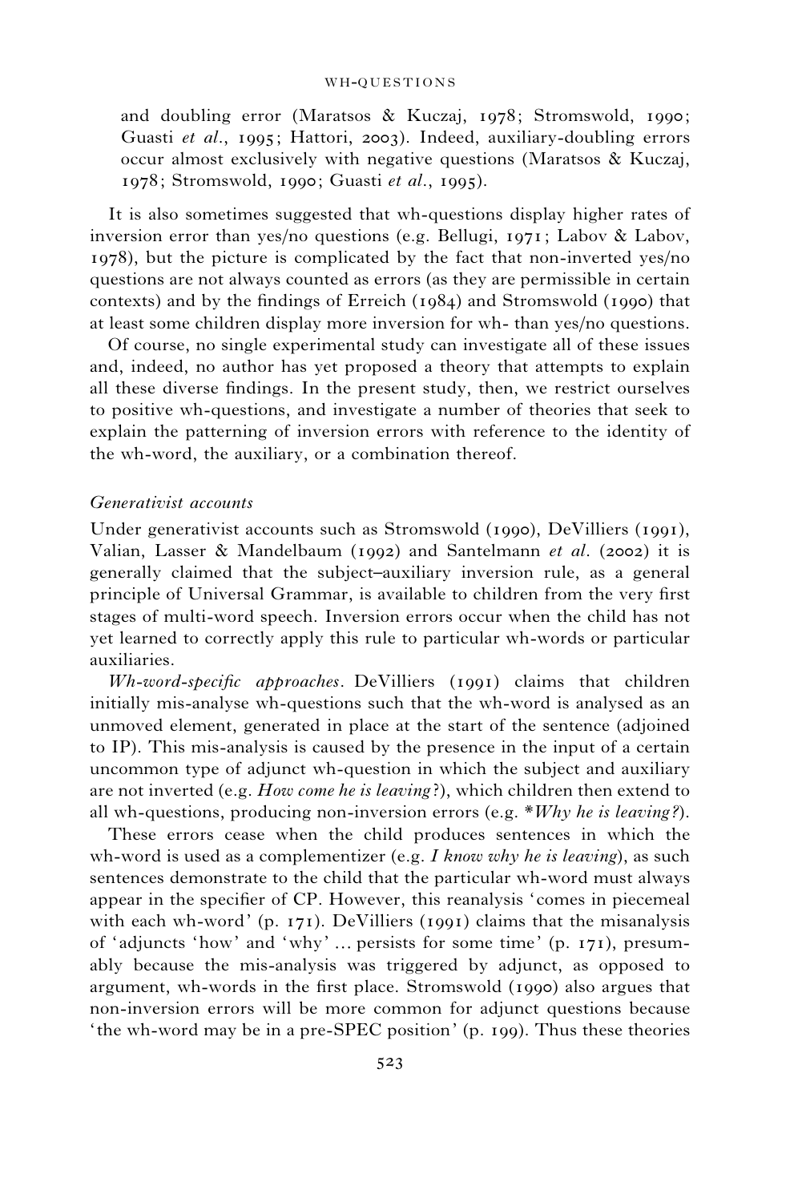and doubling error (Maratsos & Kuczaj, 1978; Stromswold, 1990; Guasti *et al.*, 1995; Hattori, 2003). Indeed, auxiliary-doubling errors occur almost exclusively with negative questions (Maratsos & Kuczaj, 1978; Stromswold, 1990; Guasti *et al.*, 1995).

It is also sometimes suggested that wh-questions display higher rates of inversion error than yes/no questions (e.g. Bellugi, 1971; Labov & Labov, 1978), but the picture is complicated by the fact that non-inverted yes/no questions are not always counted as errors (as they are permissible in certain contexts) and by the findings of Erreich (1984) and Stromswold (1990) that at least some children display more inversion for wh- than yes/no questions.

Of course, no single experimental study can investigate all of these issues and, indeed, no author has yet proposed a theory that attempts to explain all these diverse findings. In the present study, then, we restrict ourselves to positive wh-questions, and investigate a number of theories that seek to explain the patterning of inversion errors with reference to the identity of the wh-word, the auxiliary, or a combination thereof.

### *Generativist accounts*

Under generativist accounts such as Stromswold (1990), DeVilliers (1991), Valian, Lasser & Mandelbaum (1992) and Santelmann *et al.* (2002) it is generally claimed that the subject–auxiliary inversion rule, as a general principle of Universal Grammar, is available to children from the very first stages of multi-word speech. Inversion errors occur when the child has not yet learned to correctly apply this rule to particular wh-words or particular auxiliaries.

*Wh-word-specific approaches*. DeVilliers (1991) claims that children initially mis-analyse wh-questions such that the wh-word is analysed as an unmoved element, generated in place at the start of the sentence (adjoined to IP). This mis-analysis is caused by the presence in the input of a certain uncommon type of adjunct wh-question in which the subject and auxiliary are not inverted (e.g. *How come he is leaving?*), which children then extend to all wh-questions, producing non-inversion errors (e.g. **Why he is leaving?*).

These errors cease when the child produces sentences in which the wh-word is used as a complementizer (e.g. *I know why he is leaving*), as such sentences demonstrate to the child that the particular wh-word must always appear in the specifier of CP. However, this reanalysis 'comes in piecemeal with each wh-word' (p. 171). DeVilliers (1991) claims that the misanalysis of 'adjuncts 'how' and 'why' … persists for some time' (p. 171), presumably because the mis-analysis was triggered by adjunct, as opposed to argument, wh-words in the first place. Stromswold (1990) also argues that non-inversion errors will be more common for adjunct questions because 'the wh-word may be in a pre-SPEC position' (p. 199). Thus these theories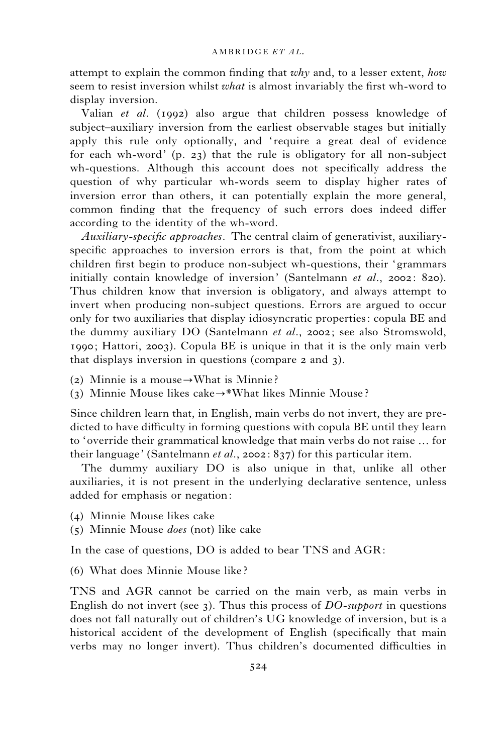attempt to explain the common finding that *why* and, to a lesser extent, *how* seem to resist inversion whilst *what* is almost invariably the first wh-word to display inversion.

Valian *et al.* (1992) also argue that children possess knowledge of subject–auxiliary inversion from the earliest observable stages but initially apply this rule only optionally, and 'require a great deal of evidence for each wh-word' (p. 23) that the rule is obligatory for all non-subject wh-questions. Although this account does not specifically address the question of why particular wh-words seem to display higher rates of inversion error than others, it can potentially explain the more general, common finding that the frequency of such errors does indeed differ according to the identity of the wh-word.

*Auxiliary-specific approaches.* The central claim of generativist, auxiliary-specific approaches to inversion errors is that, from the point at which children first begin to produce non-subject wh-questions, their 'grammars initially contain knowledge of inversion' (Santelmann *et al.*, 2002: 820). Thus children know that inversion is obligatory, and always attempt to invert when producing non-subject questions. Errors are argued to occur only for two auxiliaries that display idiosyncratic properties: copula BE and the dummy auxiliary DO (Santelmann *et al.*, 2002; see also Stromswold, 1990; Hattori, 2003). Copula BE is unique in that it is the only main verb that displays inversion in questions (compare 2 and 3).

(2) Minnie is a mouse→What is Minnie?
(3) Minnie Mouse likes cake→*What likes Minnie Mouse?

Since children learn that, in English, main verbs do not invert, they are predicted to have difficulty in forming questions with copula BE until they learn to 'override their grammatical knowledge that main verbs do not raise … for their language' (Santelmann *et al.*, 2002: 837) for this particular item.

The dummy auxiliary DO is also unique in that, unlike all other auxiliaries, it is not present in the underlying declarative sentence, unless added for emphasis or negation:

(4) Minnie Mouse likes cake
(5) Minnie Mouse *does* (not) like cake

In the case of questions, DO is added to bear TNS and AGR:

(6) What does Minnie Mouse like?

TNS and AGR cannot be carried on the main verb, as main verbs in English do not invert (see 3). Thus this process of *DO-support* in questions does not fall naturally out of children's UG knowledge of inversion, but is a historical accident of the development of English (specifically that main verbs may no longer invert). Thus children's documented difficulties in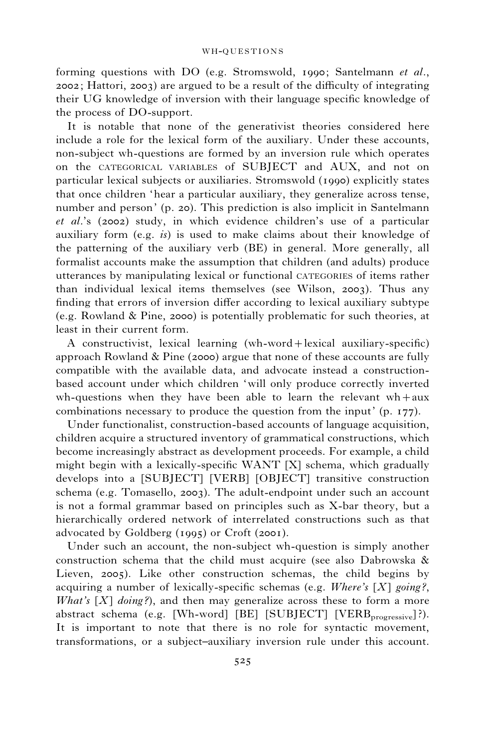forming questions with DO (e.g. Stromswold, 1990; Santelmann *et al*., 2002; Hattori, 2003) are argued to be a result of the difficulty of integrating their UG knowledge of inversion with their language specific knowledge of the process of DO-support.

It is notable that none of the generativist theories considered here include a role for the lexical form of the auxiliary. Under these accounts, non-subject wh-questions are formed by an inversion rule which operates on the CATEGORICAL VARIABLES of SUBJECT and AUX, and not on particular lexical subjects or auxiliaries. Stromswold (1990) explicitly states that once children 'hear a particular auxiliary, they generalize across tense, number and person' (p. 20). This prediction is also implicit in Santelmann *et al*.'s (2002) study, in which evidence children's use of a particular auxiliary form (e.g. *is*) is used to make claims about their knowledge of the patterning of the auxiliary verb (BE) in general. More generally, all formalist accounts make the assumption that children (and adults) produce utterances by manipulating lexical or functional CATEGORIES of items rather than individual lexical items themselves (see Wilson, 2003). Thus any finding that errors of inversion differ according to lexical auxiliary subtype (e.g. Rowland & Pine, 2000) is potentially problematic for such theories, at least in their current form.

A constructivist, lexical learning (wh-word+lexical auxiliary-specific) approach Rowland & Pine (2000) argue that none of these accounts are fully compatible with the available data, and advocate instead a construction-based account under which children 'will only produce correctly inverted wh-questions when they have been able to learn the relevant wh+aux combinations necessary to produce the question from the input' (p. 177).

Under functionalist, construction-based accounts of language acquisition, children acquire a structured inventory of grammatical constructions, which become increasingly abstract as development proceeds. For example, a child might begin with a lexically-specific WANT [X] schema, which gradually develops into a [SUBJECT] [VERB] [OBJECT] transitive construction schema (e.g. Tomasello, 2003). The adult-endpoint under such an account is not a formal grammar based on principles such as X-bar theory, but a hierarchically ordered network of interrelated constructions such as that advocated by Goldberg (1995) or Croft (2001).

Under such an account, the non-subject wh-question is simply another construction schema that the child must acquire (see also Dabrowska & Lieven, 2005). Like other construction schemas, the child begins by acquiring a number of lexically-specific schemas (e.g. *Where's [X] going?*, *What's [X] doing?*), and then may generalize across these to form a more abstract schema (e.g. [Wh-word] [BE] [SUBJECT] [$\text{VERB}_{\text{progressive}}$]?). It is important to note that there is no role for syntactic movement, transformations, or a subject–auxiliary inversion rule under this account.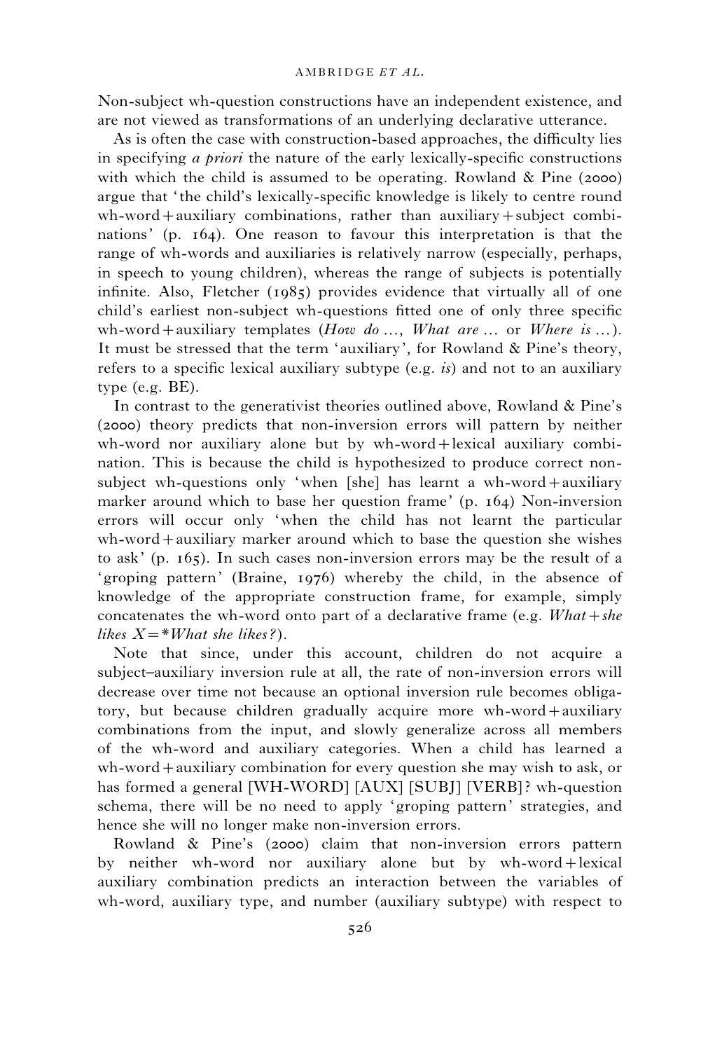Non-subject wh-question constructions have an independent existence, and are not viewed as transformations of an underlying declarative utterance.

As is often the case with construction-based approaches, the difficulty lies in specifying *a priori* the nature of the early lexically-specific constructions with which the child is assumed to be operating. Rowland & Pine (2000) argue that 'the child's lexically-specific knowledge is likely to centre round wh-word+auxiliary combinations, rather than auxiliary+subject combinations' (p. 164). One reason to favour this interpretation is that the range of wh-words and auxiliaries is relatively narrow (especially, perhaps, in speech to young children), whereas the range of subjects is potentially infinite. Also, Fletcher (1985) provides evidence that virtually all of one child's earliest non-subject wh-questions fitted one of only three specific wh-word+auxiliary templates (*How do …*, *What are …* or *Where is …*). It must be stressed that the term 'auxiliary', for Rowland & Pine's theory, refers to a specific lexical auxiliary subtype (e.g. *is*) and not to an auxiliary type (e.g. BE).

In contrast to the generativist theories outlined above, Rowland & Pine's (2000) theory predicts that non-inversion errors will pattern by neither wh-word nor auxiliary alone but by wh-word+lexical auxiliary combination. This is because the child is hypothesized to produce correct non-subject wh-questions only 'when [she] has learnt a wh-word+auxiliary marker around which to base her question frame' (p. 164) Non-inversion errors will occur only 'when the child has not learnt the particular wh-word+auxiliary marker around which to base the question she wishes to ask' (p. 165). In such cases non-inversion errors may be the result of a 'groping pattern' (Braine, 1976) whereby the child, in the absence of knowledge of the appropriate construction frame, for example, simply concatenates the wh-word onto part of a declarative frame (e.g. *What+she likes X=*What she likes?*).

Note that since, under this account, children do not acquire a subject–auxiliary inversion rule at all, the rate of non-inversion errors will decrease over time not because an optional inversion rule becomes obligatory, but because children gradually acquire more wh-word+auxiliary combinations from the input, and slowly generalize across all members of the wh-word and auxiliary categories. When a child has learned a wh-word+auxiliary combination for every question she may wish to ask, or has formed a general [WH-WORD] [AUX] [SUBJ] [VERB]? wh-question schema, there will be no need to apply 'groping pattern' strategies, and hence she will no longer make non-inversion errors.

Rowland & Pine's (2000) claim that non-inversion errors pattern by neither wh-word nor auxiliary alone but by wh-word+lexical auxiliary combination predicts an interaction between the variables of wh-word, auxiliary type, and number (auxiliary subtype) with respect to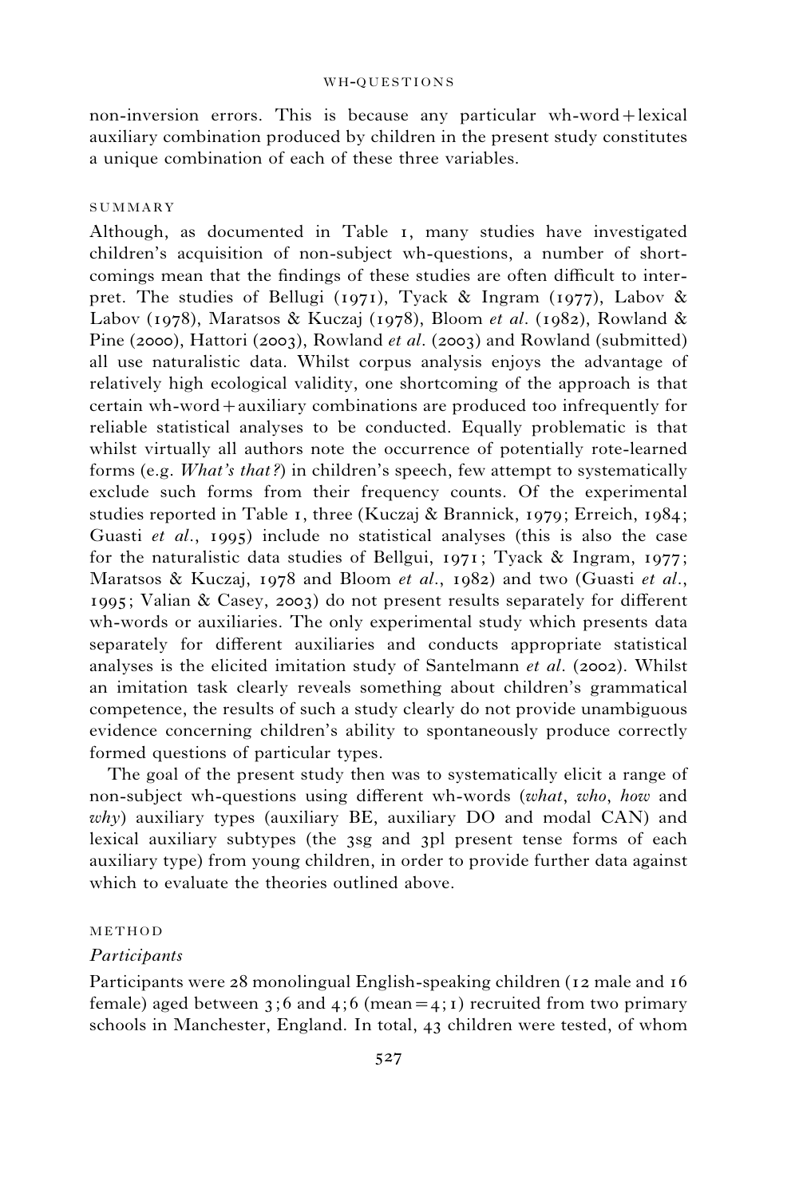non-inversion errors. This is because any particular wh-word+lexical auxiliary combination produced by children in the present study constitutes a unique combination of each of these three variables.

## SUMMARY

Although, as documented in Table 1, many studies have investigated children's acquisition of non-subject wh-questions, a number of shortcomings mean that the findings of these studies are often difficult to interpret. The studies of Bellugi (1971), Tyack & Ingram (1977), Labov & Labov (1978), Maratsos & Kuczaj (1978), Bloom *et al*. (1982), Rowland & Pine (2000), Hattori (2003), Rowland *et al*. (2003) and Rowland (submitted) all use naturalistic data. Whilst corpus analysis enjoys the advantage of relatively high ecological validity, one shortcoming of the approach is that certain wh-word+auxiliary combinations are produced too infrequently for reliable statistical analyses to be conducted. Equally problematic is that whilst virtually all authors note the occurrence of potentially rote-learned forms (e.g. *What's that?*) in children's speech, few attempt to systematically exclude such forms from their frequency counts. Of the experimental studies reported in Table 1, three (Kuczaj & Brannick, 1979; Erreich, 1984; Guasti *et al*., 1995) include no statistical analyses (this is also the case for the naturalistic data studies of Bellgui, 1971; Tyack & Ingram, 1977; Maratsos & Kuczaj, 1978 and Bloom *et al*., 1982) and two (Guasti *et al*., 1995; Valian & Casey, 2003) do not present results separately for different wh-words or auxiliaries. The only experimental study which presents data separately for different auxiliaries and conducts appropriate statistical analyses is the elicited imitation study of Santelmann *et al*. (2002). Whilst an imitation task clearly reveals something about children's grammatical competence, the results of such a study clearly do not provide unambiguous evidence concerning children's ability to spontaneously produce correctly formed questions of particular types.

The goal of the present study then was to systematically elicit a range of non-subject wh-questions using different wh-words (*what*, *who*, *how* and *why*) auxiliary types (auxiliary BE, auxiliary DO and modal CAN) and lexical auxiliary subtypes (the 3sg and 3pl present tense forms of each auxiliary type) from young children, in order to provide further data against which to evaluate the theories outlined above.

## METHOD

### *Participants*

Participants were 28 monolingual English-speaking children (12 male and 16 female) aged between 3;6 and 4;6 (mean=4;1) recruited from two primary schools in Manchester, England. In total, 43 children were tested, of whom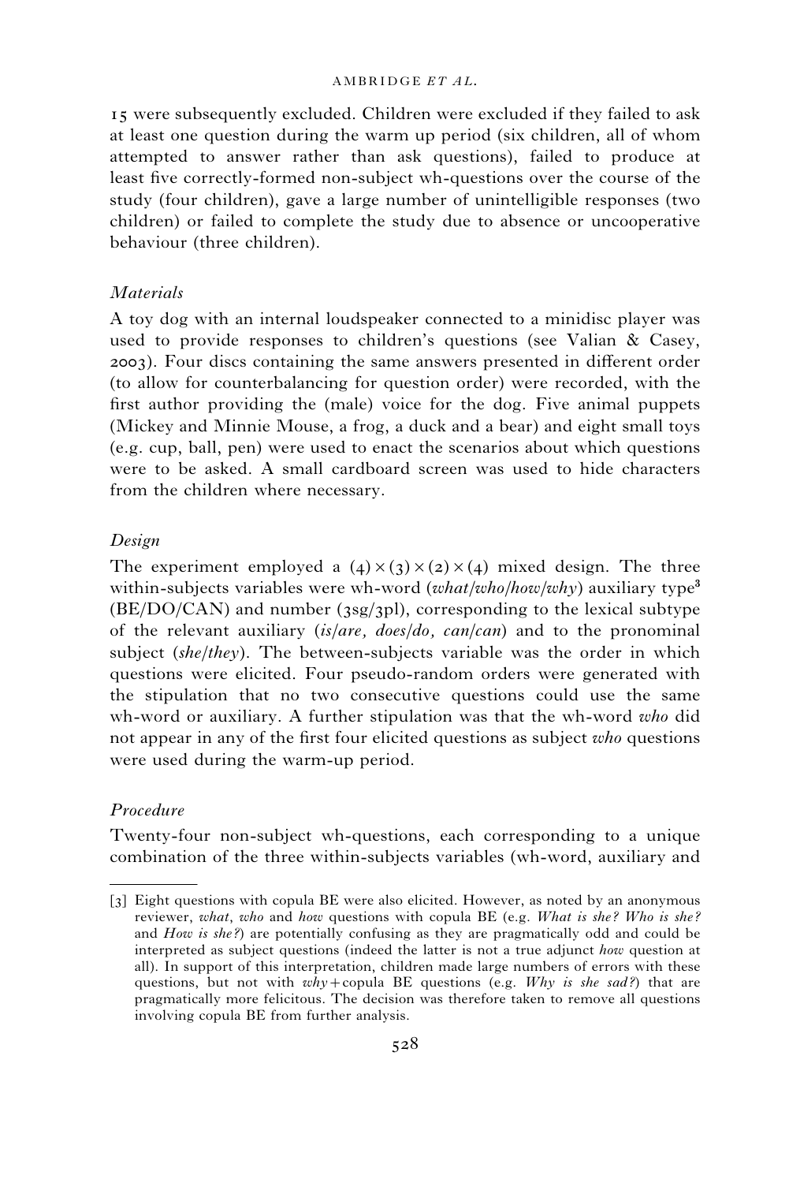15 were subsequently excluded. Children were excluded if they failed to ask at least one question during the warm up period (six children, all of whom attempted to answer rather than ask questions), failed to produce at least five correctly-formed non-subject wh-questions over the course of the study (four children), gave a large number of unintelligible responses (two children) or failed to complete the study due to absence or uncooperative behaviour (three children).

### *Materials*

A toy dog with an internal loudspeaker connected to a minidisc player was used to provide responses to children's questions (see Valian & Casey, 2003). Four discs containing the same answers presented in different order (to allow for counterbalancing for question order) were recorded, with the first author providing the (male) voice for the dog. Five animal puppets (Mickey and Minnie Mouse, a frog, a duck and a bear) and eight small toys (e.g. cup, ball, pen) were used to enact the scenarios about which questions were to be asked. A small cardboard screen was used to hide characters from the children where necessary.

### *Design*

The experiment employed a $(4) \times (3) \times (2) \times (4)$ mixed design. The three within-subjects variables were wh-word (*what/who/how/why*) auxiliary type[3] (BE/DO/CAN) and number (3sg/3pl), corresponding to the lexical subtype of the relevant auxiliary (*is/are, does/do, can/can*) and to the pronominal subject (*she/they*). The between-subjects variable was the order in which questions were elicited. Four pseudo-random orders were generated with the stipulation that no two consecutive questions could use the same wh-word or auxiliary. A further stipulation was that the wh-word *who* did not appear in any of the first four elicited questions as subject *who* questions were used during the warm-up period.

### *Procedure*

Twenty-four non-subject wh-questions, each corresponding to a unique combination of the three within-subjects variables (wh-word, auxiliary and

---

[3] Eight questions with copula BE were also elicited. However, as noted by an anonymous reviewer, *what*, *who* and *how* questions with copula BE (e.g. *What is she? Who is she?* and *How is she?*) are potentially confusing as they are pragmatically odd and could be interpreted as subject questions (indeed the latter is not a true adjunct *how* question at all). In support of this interpretation, children made large numbers of errors with these questions, but not with *why* + copula BE questions (e.g. *Why is she sad?*) that are pragmatically more felicitous. The decision was therefore taken to remove all questions involving copula BE from further analysis.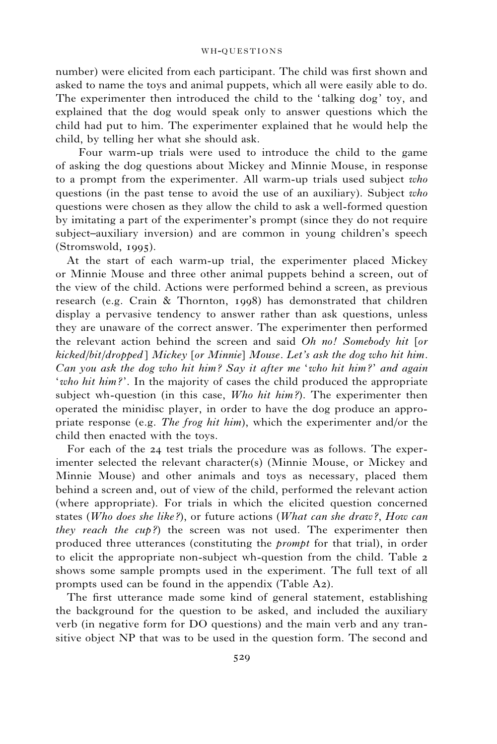number) were elicited from each participant. The child was first shown and asked to name the toys and animal puppets, which all were easily able to do. The experimenter then introduced the child to the 'talking dog' toy, and explained that the dog would speak only to answer questions which the child had put to him. The experimenter explained that he would help the child, by telling her what she should ask.

Four warm-up trials were used to introduce the child to the game of asking the dog questions about Mickey and Minnie Mouse, in response to a prompt from the experimenter. All warm-up trials used subject *who* questions (in the past tense to avoid the use of an auxiliary). Subject *who* questions were chosen as they allow the child to ask a well-formed question by imitating a part of the experimenter's prompt (since they do not require subject–auxiliary inversion) and are common in young children's speech (Stromswold, 1995).

At the start of each warm-up trial, the experimenter placed Mickey or Minnie Mouse and three other animal puppets behind a screen, out of the view of the child. Actions were performed behind a screen, as previous research (e.g. Crain & Thornton, 1998) has demonstrated that children display a pervasive tendency to answer rather than ask questions, unless they are unaware of the correct answer. The experimenter then performed the relevant action behind the screen and said *Oh no! Somebody hit* [*or kicked/bit/dropped*] *Mickey* [*or Minnie*] *Mouse*. *Let's ask the dog who hit him. Can you ask the dog who hit him? Say it after me* '*who hit him?*' *and again* '*who hit him?*'. In the majority of cases the child produced the appropriate subject wh-question (in this case, *Who hit him?*). The experimenter then operated the minidisc player, in order to have the dog produce an appropriate response (e.g. *The frog hit him*), which the experimenter and/or the child then enacted with the toys.

For each of the 24 test trials the procedure was as follows. The experimenter selected the relevant character(s) (Minnie Mouse, or Mickey and Minnie Mouse) and other animals and toys as necessary, placed them behind a screen and, out of view of the child, performed the relevant action (where appropriate). For trials in which the elicited question concerned states (*Who does she like?*), or future actions (*What can she draw?*, *How can they reach the cup?*) the screen was not used. The experimenter then produced three utterances (constituting the *prompt* for that trial), in order to elicit the appropriate non-subject wh-question from the child. Table 2 shows some sample prompts used in the experiment. The full text of all prompts used can be found in the appendix (Table A2).

The first utterance made some kind of general statement, establishing the background for the question to be asked, and included the auxiliary verb (in negative form for DO questions) and the main verb and any transitive object NP that was to be used in the question form. The second and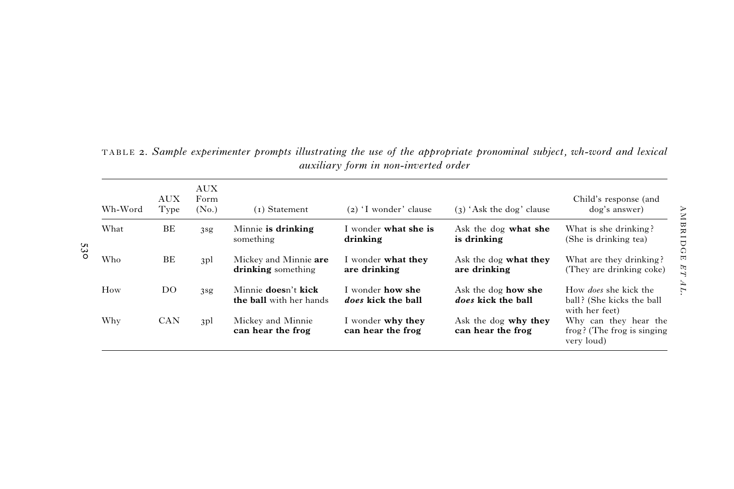TABLE 2. *Sample experimenter prompts illustrating the use of the appropriate pronominal subject, wh-word and lexical auxiliary form in non-inverted order*

| Wh-Word | AUX Type | AUX Form (No.) | (1) Statement | (2) 'I wonder' clause | (3) 'Ask the dog' clause | Child's response (and dog's answer) |
|---|---|---|---|---|---|---|
| What | BE | 3sg | Minnie **is drinking** something | I wonder **what she is drinking** | Ask the dog **what she is drinking** | What is she drinking? (She is drinking tea) |
| Who | BE | 3pl | Mickey and Minnie **are drinking** something | I wonder **what they are drinking** | Ask the dog **what they are drinking** | What are they drinking? (They are drinking coke) |
| How | DO | 3sg | Minnie **does**n't **kick the ball** with her hands | I wonder **how she** ***does*** **kick the ball** | Ask the dog **how she** ***does*** **kick the ball** | How *does* she kick the ball? (She kicks the ball with her feet) |
| Why | CAN | 3pl | Mickey and Minnie **can hear the frog** | I wonder **why they can hear the frog** | Ask the dog **why they can hear the frog** | Why can they hear the frog? (The frog is singing very loud) |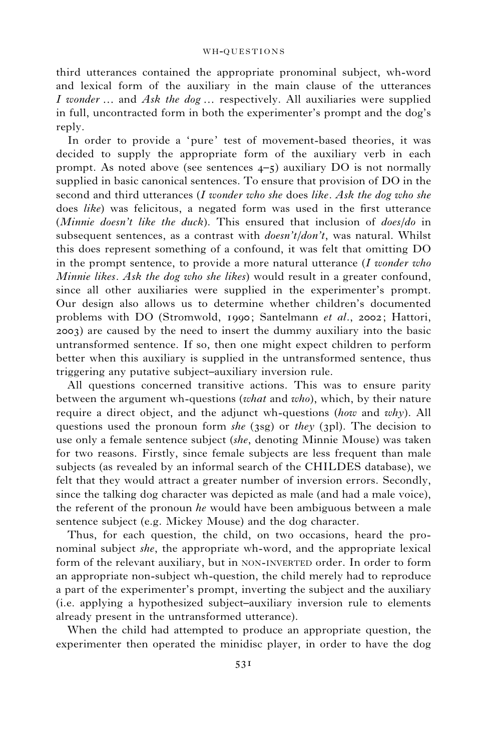third utterances contained the appropriate pronominal subject, wh-word and lexical form of the auxiliary in the main clause of the utterances *I wonder …* and *Ask the dog …* respectively. All auxiliaries were supplied in full, uncontracted form in both the experimenter's prompt and the dog's reply.

In order to provide a 'pure' test of movement-based theories, it was decided to supply the appropriate form of the auxiliary verb in each prompt. As noted above (see sentences 4–5) auxiliary DO is not normally supplied in basic canonical sentences. To ensure that provision of DO in the second and third utterances (*I wonder who she* does *like*. *Ask the dog who she* does *like*) was felicitous, a negated form was used in the first utterance (*Minnie doesn't like the duck*). This ensured that inclusion of *does/do* in subsequent sentences, as a contrast with *doesn't/don't*, was natural. Whilst this does represent something of a confound, it was felt that omitting DO in the prompt sentence, to provide a more natural utterance (*I wonder who Minnie likes*. *Ask the dog who she likes*) would result in a greater confound, since all other auxiliaries were supplied in the experimenter's prompt. Our design also allows us to determine whether children's documented problems with DO (Stromwold, 1990; Santelmann *et al*., 2002; Hattori, 2003) are caused by the need to insert the dummy auxiliary into the basic untransformed sentence. If so, then one might expect children to perform better when this auxiliary is supplied in the untransformed sentence, thus triggering any putative subject–auxiliary inversion rule.

All questions concerned transitive actions. This was to ensure parity between the argument wh-questions (*what* and *who*), which, by their nature require a direct object, and the adjunct wh-questions (*how* and *why*). All questions used the pronoun form *she* (3sg) or *they* (3pl). The decision to use only a female sentence subject (*she*, denoting Minnie Mouse) was taken for two reasons. Firstly, since female subjects are less frequent than male subjects (as revealed by an informal search of the CHILDES database), we felt that they would attract a greater number of inversion errors. Secondly, since the talking dog character was depicted as male (and had a male voice), the referent of the pronoun *he* would have been ambiguous between a male sentence subject (e.g. Mickey Mouse) and the dog character.

Thus, for each question, the child, on two occasions, heard the pronominal subject *she*, the appropriate wh-word, and the appropriate lexical form of the relevant auxiliary, but in NON-INVERTED order. In order to form an appropriate non-subject wh-question, the child merely had to reproduce a part of the experimenter's prompt, inverting the subject and the auxiliary (i.e. applying a hypothesized subject–auxiliary inversion rule to elements already present in the untransformed utterance).

When the child had attempted to produce an appropriate question, the experimenter then operated the minidisc player, in order to have the dog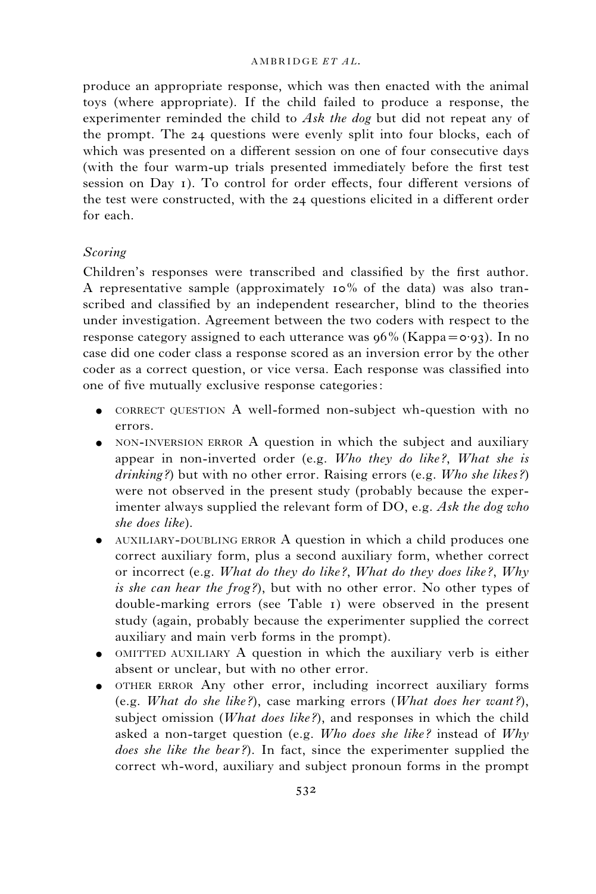produce an appropriate response, which was then enacted with the animal toys (where appropriate). If the child failed to produce a response, the experimenter reminded the child to *Ask the dog* but did not repeat any of the prompt. The 24 questions were evenly split into four blocks, each of which was presented on a different session on one of four consecutive days (with the four warm-up trials presented immediately before the first test session on Day 1). To control for order effects, four different versions of the test were constructed, with the 24 questions elicited in a different order for each.

### *Scoring*

Children's responses were transcribed and classified by the first author. A representative sample (approximately 10% of the data) was also transcribed and classified by an independent researcher, blind to the theories under investigation. Agreement between the two coders with respect to the response category assigned to each utterance was 96% (Kappa = 0·93). In no case did one coder class a response scored as an inversion error by the other coder as a correct question, or vice versa. Each response was classified into one of five mutually exclusive response categories:

- CORRECT QUESTION A well-formed non-subject wh-question with no errors.
- NON-INVERSION ERROR A question in which the subject and auxiliary appear in non-inverted order (e.g. *Who they do like?*, *What she is drinking?*) but with no other error. Raising errors (e.g. *Who she likes?*) were not observed in the present study (probably because the experimenter always supplied the relevant form of DO, e.g. *Ask the dog who she does like*).
- AUXILIARY-DOUBLING ERROR A question in which a child produces one correct auxiliary form, plus a second auxiliary form, whether correct or incorrect (e.g. *What do they do like?*, *What do they does like?*, *Why is she can hear the frog?*), but with no other error. No other types of double-marking errors (see Table 1) were observed in the present study (again, probably because the experimenter supplied the correct auxiliary and main verb forms in the prompt).
- OMITTED AUXILIARY A question in which the auxiliary verb is either absent or unclear, but with no other error.
- OTHER ERROR Any other error, including incorrect auxiliary forms (e.g. *What do she like?*), case marking errors (*What does her want?*), subject omission (*What does like?*), and responses in which the child asked a non-target question (e.g. *Who does she like?* instead of *Why does she like the bear?*). In fact, since the experimenter supplied the correct wh-word, auxiliary and subject pronoun forms in the prompt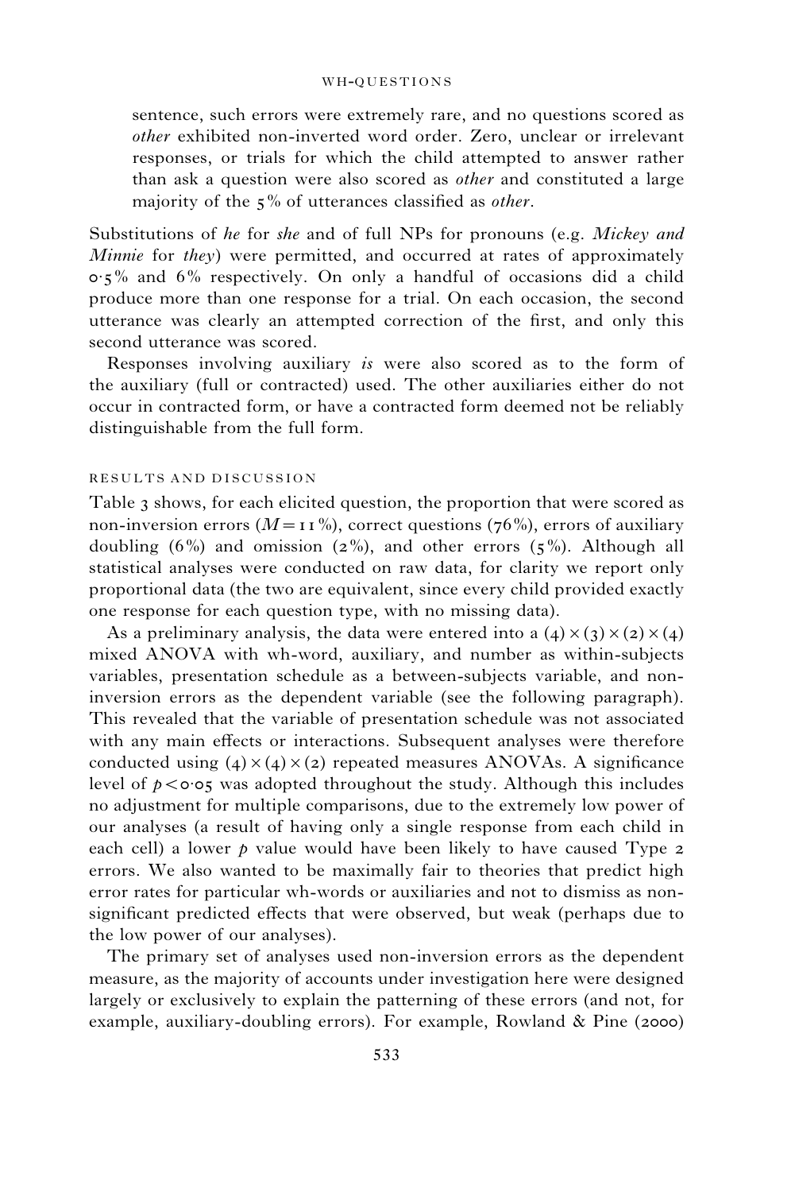sentence, such errors were extremely rare, and no questions scored as *other* exhibited non-inverted word order. Zero, unclear or irrelevant responses, or trials for which the child attempted to answer rather than ask a question were also scored as *other* and constituted a large majority of the 5% of utterances classified as *other*.

Substitutions of *he* for *she* and of full NPs for pronouns (e.g. *Mickey and Minnie* for *they*) were permitted, and occurred at rates of approximately 0·5% and 6% respectively. On only a handful of occasions did a child produce more than one response for a trial. On each occasion, the second utterance was clearly an attempted correction of the first, and only this second utterance was scored.

Responses involving auxiliary *is* were also scored as to the form of the auxiliary (full or contracted) used. The other auxiliaries either do not occur in contracted form, or have a contracted form deemed not be reliably distinguishable from the full form.

## RESULTS AND DISCUSSION

Table 3 shows, for each elicited question, the proportion that were scored as non-inversion errors ($M = 11\%$), correct questions (76%), errors of auxiliary doubling (6%) and omission (2%), and other errors (5%). Although all statistical analyses were conducted on raw data, for clarity we report only proportional data (the two are equivalent, since every child provided exactly one response for each question type, with no missing data).

As a preliminary analysis, the data were entered into a $(4)\times(3)\times(2)\times(4)$ mixed ANOVA with wh-word, auxiliary, and number as within-subjects variables, presentation schedule as a between-subjects variable, and non-inversion errors as the dependent variable (see the following paragraph). This revealed that the variable of presentation schedule was not associated with any main effects or interactions. Subsequent analyses were therefore conducted using $(4)\times(4)\times(2)$ repeated measures ANOVAs. A significance level of $p < 0{\cdot}05$ was adopted throughout the study. Although this includes no adjustment for multiple comparisons, due to the extremely low power of our analyses (a result of having only a single response from each child in each cell) a lower $p$ value would have been likely to have caused Type 2 errors. We also wanted to be maximally fair to theories that predict high error rates for particular wh-words or auxiliaries and not to dismiss as non-significant predicted effects that were observed, but weak (perhaps due to the low power of our analyses).

The primary set of analyses used non-inversion errors as the dependent measure, as the majority of accounts under investigation here were designed largely or exclusively to explain the patterning of these errors (and not, for example, auxiliary-doubling errors). For example, Rowland & Pine (2000)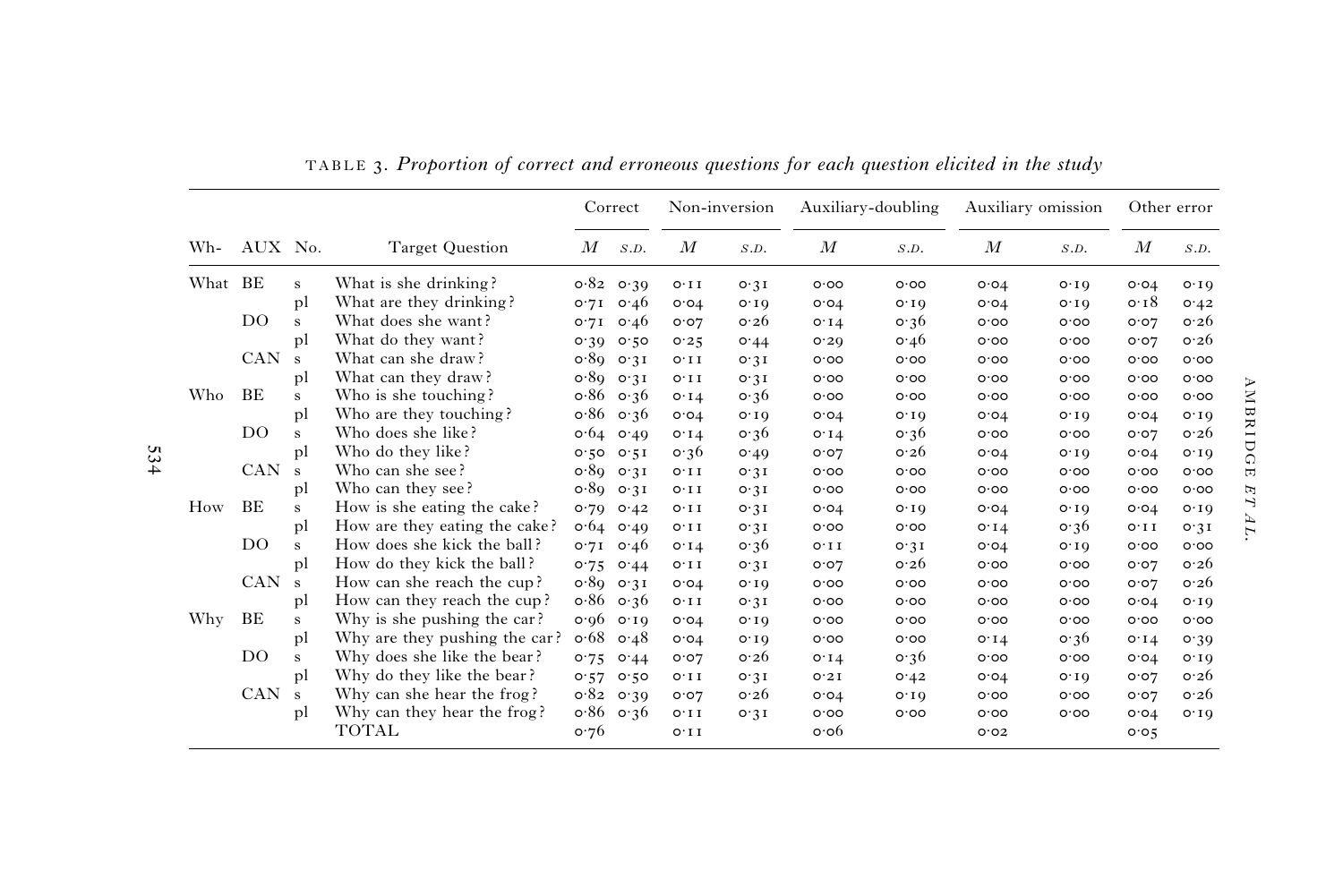TABLE 3. *Proportion of correct and erroneous questions for each question elicited in the study*

| Wh- | AUX | No. | Target Question | Correct | | Non-inversion | | Auxiliary-doubling | | Auxiliary omission | | Other error | |
|---|---|---|---|---|---|---|---|---|---|---|---|---|---|
| | | | | *M* | S.D. | *M* | S.D. | *M* | S.D. | *M* | S.D. | *M* | S.D. |
| What | BE | s | What is she drinking? | 0·82 | 0·39 | 0·11 | 0·31 | 0·00 | 0·00 | 0·04 | 0·19 | 0·04 | 0·19 |
| | | pl | What are they drinking? | 0·71 | 0·46 | 0·04 | 0·19 | 0·04 | 0·19 | 0·04 | 0·19 | 0·18 | 0·42 |
| | DO | s | What does she want? | 0·71 | 0·46 | 0·07 | 0·26 | 0·14 | 0·36 | 0·00 | 0·00 | 0·07 | 0·26 |
| | | pl | What do they want? | 0·39 | 0·50 | 0·25 | 0·44 | 0·29 | 0·46 | 0·00 | 0·00 | 0·07 | 0·26 |
| | CAN | s | What can she draw? | 0·89 | 0·31 | 0·11 | 0·31 | 0·00 | 0·00 | 0·00 | 0·00 | 0·00 | 0·00 |
| | | pl | What can they draw? | 0·89 | 0·31 | 0·11 | 0·31 | 0·00 | 0·00 | 0·00 | 0·00 | 0·00 | 0·00 |
| Who | BE | s | Who is she touching? | 0·86 | 0·36 | 0·14 | 0·36 | 0·00 | 0·00 | 0·00 | 0·00 | 0·00 | 0·00 |
| | | pl | Who are they touching? | 0·86 | 0·36 | 0·04 | 0·19 | 0·04 | 0·19 | 0·04 | 0·19 | 0·04 | 0·19 |
| | DO | s | Who does she like? | 0·64 | 0·49 | 0·14 | 0·36 | 0·14 | 0·36 | 0·00 | 0·00 | 0·07 | 0·26 |
| | | pl | Who do they like? | 0·50 | 0·51 | 0·36 | 0·49 | 0·07 | 0·26 | 0·04 | 0·19 | 0·04 | 0·19 |
| | CAN | s | Who can she see? | 0·89 | 0·31 | 0·11 | 0·31 | 0·00 | 0·00 | 0·00 | 0·00 | 0·00 | 0·00 |
| | | pl | Who can they see? | 0·89 | 0·31 | 0·11 | 0·31 | 0·00 | 0·00 | 0·00 | 0·00 | 0·00 | 0·00 |
| How | BE | s | How is she eating the cake? | 0·79 | 0·42 | 0·11 | 0·31 | 0·04 | 0·19 | 0·04 | 0·19 | 0·04 | 0·19 |
| | | pl | How are they eating the cake? | 0·64 | 0·49 | 0·11 | 0·31 | 0·00 | 0·00 | 0·14 | 0·36 | 0·11 | 0·31 |
| | DO | s | How does she kick the ball? | 0·71 | 0·46 | 0·14 | 0·36 | 0·11 | 0·31 | 0·04 | 0·19 | 0·00 | 0·00 |
| | | pl | How do they kick the ball? | 0·75 | 0·44 | 0·11 | 0·31 | 0·07 | 0·26 | 0·00 | 0·00 | 0·07 | 0·26 |
| | CAN | s | How can she reach the cup? | 0·89 | 0·31 | 0·04 | 0·19 | 0·00 | 0·00 | 0·00 | 0·00 | 0·07 | 0·26 |
| | | pl | How can they reach the cup? | 0·86 | 0·36 | 0·11 | 0·31 | 0·00 | 0·00 | 0·00 | 0·00 | 0·04 | 0·19 |
| Why | BE | s | Why is she pushing the car? | 0·96 | 0·19 | 0·04 | 0·19 | 0·00 | 0·00 | 0·00 | 0·00 | 0·00 | 0·00 |
| | | pl | Why are they pushing the car? | 0·68 | 0·48 | 0·04 | 0·19 | 0·00 | 0·00 | 0·14 | 0·36 | 0·14 | 0·39 |
| | DO | s | Why does she like the bear? | 0·75 | 0·44 | 0·07 | 0·26 | 0·14 | 0·36 | 0·00 | 0·00 | 0·04 | 0·19 |
| | | pl | Why do they like the bear? | 0·57 | 0·50 | 0·11 | 0·31 | 0·21 | 0·42 | 0·04 | 0·19 | 0·07 | 0·26 |
| | CAN | s | Why can she hear the frog? | 0·82 | 0·39 | 0·07 | 0·26 | 0·04 | 0·19 | 0·00 | 0·00 | 0·07 | 0·26 |
| | | pl | Why can they hear the frog? | 0·86 | 0·36 | 0·11 | 0·31 | 0·00 | 0·00 | 0·00 | 0·00 | 0·04 | 0·19 |
| | | | TOTAL | 0·76 | | 0·11 | | 0·06 | | 0·02 | | 0·05 | |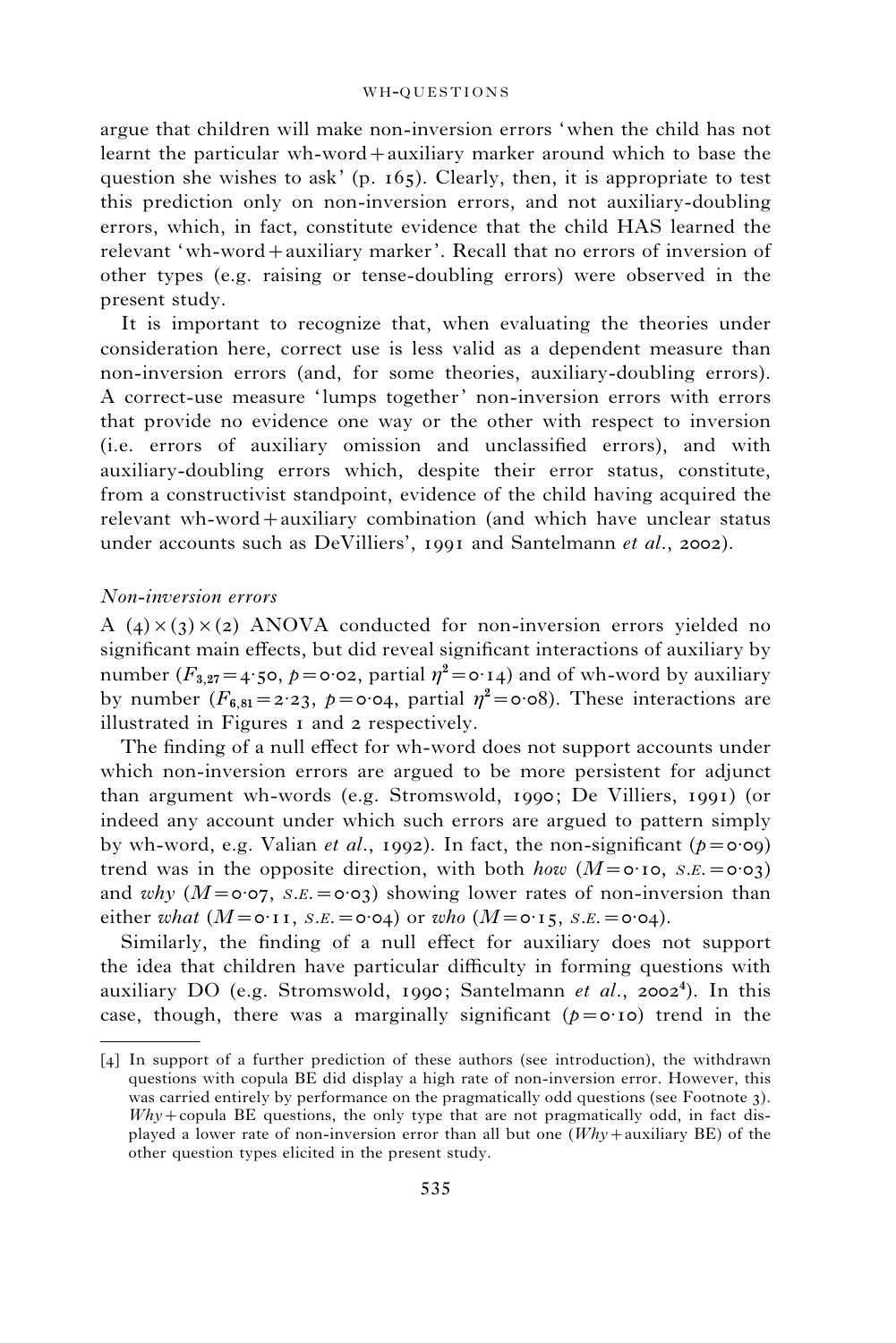argue that children will make non-inversion errors 'when the child has not learnt the particular wh-word + auxiliary marker around which to base the question she wishes to ask' (p. 165). Clearly, then, it is appropriate to test this prediction only on non-inversion errors, and not auxiliary-doubling errors, which, in fact, constitute evidence that the child HAS learned the relevant 'wh-word + auxiliary marker'. Recall that no errors of inversion of other types (e.g. raising or tense-doubling errors) were observed in the present study.

It is important to recognize that, when evaluating the theories under consideration here, correct use is less valid as a dependent measure than non-inversion errors (and, for some theories, auxiliary-doubling errors). A correct-use measure 'lumps together' non-inversion errors with errors that provide no evidence one way or the other with respect to inversion (i.e. errors of auxiliary omission and unclassified errors), and with auxiliary-doubling errors which, despite their error status, constitute, from a constructivist standpoint, evidence of the child having acquired the relevant wh-word + auxiliary combination (and which have unclear status under accounts such as DeVilliers', 1991 and Santelmann *et al.*, 2002).

*Non-inversion errors*

A $(4) \times (3) \times (2)$ ANOVA conducted for non-inversion errors yielded no significant main effects, but did reveal significant interactions of auxiliary by number ($F_{3,27} = 4.50$, $p = 0.02$, partial $\eta^2 = 0.14$) and of wh-word by auxiliary by number ($F_{6,81} = 2.23$, $p = 0.04$, partial $\eta^2 = 0.08$). These interactions are illustrated in Figures 1 and 2 respectively.

The finding of a null effect for wh-word does not support accounts under which non-inversion errors are argued to be more persistent for adjunct than argument wh-words (e.g. Stromswold, 1990; De Villiers, 1991) (or indeed any account under which such errors are argued to pattern simply by wh-word, e.g. Valian *et al.*, 1992). In fact, the non-significant ($p = 0.09$) trend was in the opposite direction, with both *how* ($M = 0.10$, $S.E. = 0.03$) and *why* ($M = 0.07$, $S.E. = 0.03$) showing lower rates of non-inversion than either *what* ($M = 0.11$, $S.E. = 0.04$) or *who* ($M = 0.15$, $S.E. = 0.04$).

Similarly, the finding of a null effect for auxiliary does not support the idea that children have particular difficulty in forming questions with auxiliary DO (e.g. Stromswold, 1990; Santelmann *et al.*, 2002[4]). In this case, though, there was a marginally significant ($p = 0.10$) trend in the

[4] In support of a further prediction of these authors (see introduction), the withdrawn questions with copula BE did display a high rate of non-inversion error. However, this was carried entirely by performance on the pragmatically odd questions (see Footnote 3). *Why* + copula BE questions, the only type that are not pragmatically odd, in fact displayed a lower rate of non-inversion error than all but one (*Why* + auxiliary BE) of the other question types elicited in the present study.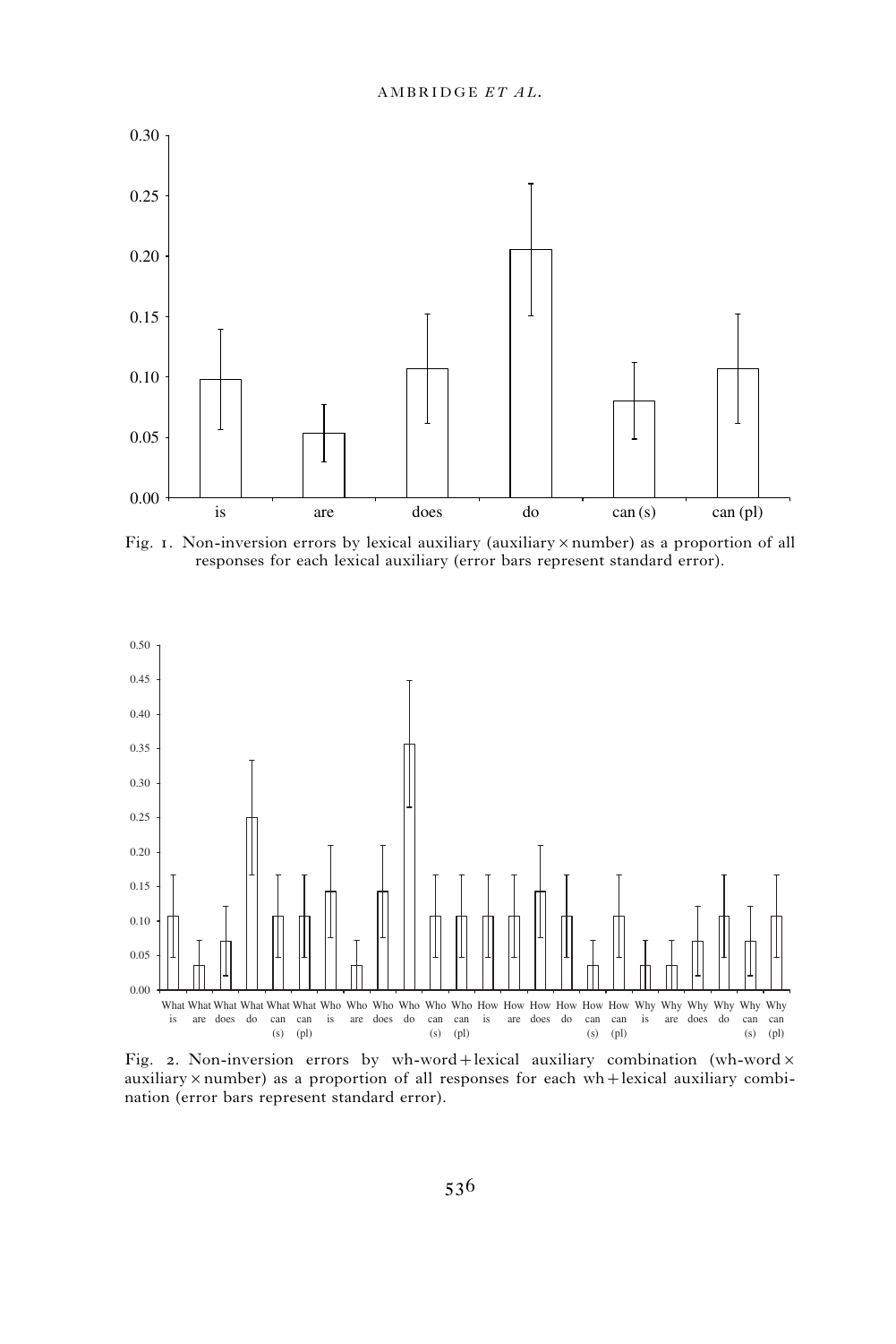Fig. 1. Non-inversion errors by lexical auxiliary (auxiliary × number) as a proportion of all responses for each lexical auxiliary (error bars represent standard error).

Fig. 2. Non-inversion errors by wh-word + lexical auxiliary combination (wh-word × auxiliary × number) as a proportion of all responses for each wh + lexical auxiliary combination (error bars represent standard error).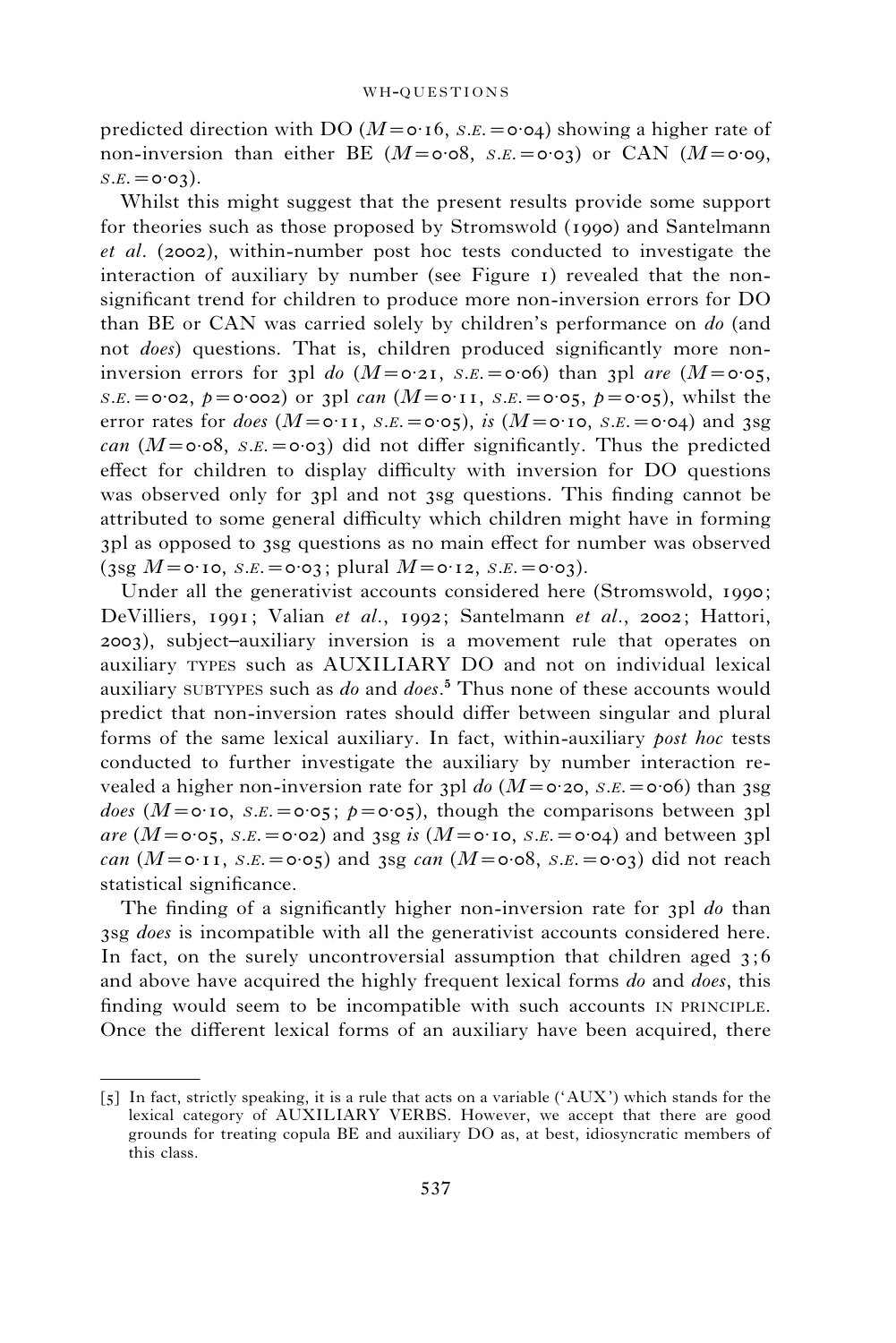predicted direction with DO ($M=0{\cdot}16$, S.E. $=0{\cdot}04$) showing a higher rate of non-inversion than either BE ($M=0{\cdot}08$, S.E. $=0{\cdot}03$) or CAN ($M=0{\cdot}09$, S.E. $=0{\cdot}03$).

Whilst this might suggest that the present results provide some support for theories such as those proposed by Stromswold (1990) and Santelmann *et al*. (2002), within-number post hoc tests conducted to investigate the interaction of auxiliary by number (see Figure 1) revealed that the non-significant trend for children to produce more non-inversion errors for DO than BE or CAN was carried solely by children's performance on *do* (and not *does*) questions. That is, children produced significantly more non-inversion errors for 3pl *do* ($M=0{\cdot}21$, S.E. $=0{\cdot}06$) than 3pl *are* ($M=0{\cdot}05$, S.E. $=0{\cdot}02$, $p=0{\cdot}002$) or 3pl *can* ($M=0{\cdot}11$, S.E. $=0{\cdot}05$, $p=0{\cdot}05$), whilst the error rates for *does* ($M=0{\cdot}11$, S.E. $=0{\cdot}05$), *is* ($M=0{\cdot}10$, S.E. $=0{\cdot}04$) and 3sg *can* ($M=0{\cdot}08$, S.E. $=0{\cdot}03$) did not differ significantly. Thus the predicted effect for children to display difficulty with inversion for DO questions was observed only for 3pl and not 3sg questions. This finding cannot be attributed to some general difficulty which children might have in forming 3pl as opposed to 3sg questions as no main effect for number was observed (3sg $M=0{\cdot}10$, S.E. $=0{\cdot}03$; plural $M=0{\cdot}12$, S.E. $=0{\cdot}03$).

Under all the generativist accounts considered here (Stromswold, 1990; DeVilliers, 1991; Valian *et al*., 1992; Santelmann *et al*., 2002; Hattori, 2003), subject–auxiliary inversion is a movement rule that operates on auxiliary TYPES such as AUXILIARY DO and not on individual lexical auxiliary SUBTYPES such as *do* and *does*.[5] Thus none of these accounts would predict that non-inversion rates should differ between singular and plural forms of the same lexical auxiliary. In fact, within-auxiliary *post hoc* tests conducted to further investigate the auxiliary by number interaction revealed a higher non-inversion rate for 3pl *do* ($M=0{\cdot}20$, S.E. $=0{\cdot}06$) than 3sg *does* ($M=0{\cdot}10$, S.E. $=0{\cdot}05$; $p=0{\cdot}05$), though the comparisons between 3pl *are* ($M=0{\cdot}05$, S.E. $=0{\cdot}02$) and 3sg *is* ($M=0{\cdot}10$, S.E. $=0{\cdot}04$) and between 3pl *can* ($M=0{\cdot}11$, S.E. $=0{\cdot}05$) and 3sg *can* ($M=0{\cdot}08$, S.E. $=0{\cdot}03$) did not reach statistical significance.

The finding of a significantly higher non-inversion rate for 3pl *do* than 3sg *does* is incompatible with all the generativist accounts considered here. In fact, on the surely uncontroversial assumption that children aged 3;6 and above have acquired the highly frequent lexical forms *do* and *does*, this finding would seem to be incompatible with such accounts IN PRINCIPLE. Once the different lexical forms of an auxiliary have been acquired, there

---

[5] In fact, strictly speaking, it is a rule that acts on a variable ('AUX') which stands for the lexical category of AUXILIARY VERBS. However, we accept that there are good grounds for treating copula BE and auxiliary DO as, at best, idiosyncratic members of this class.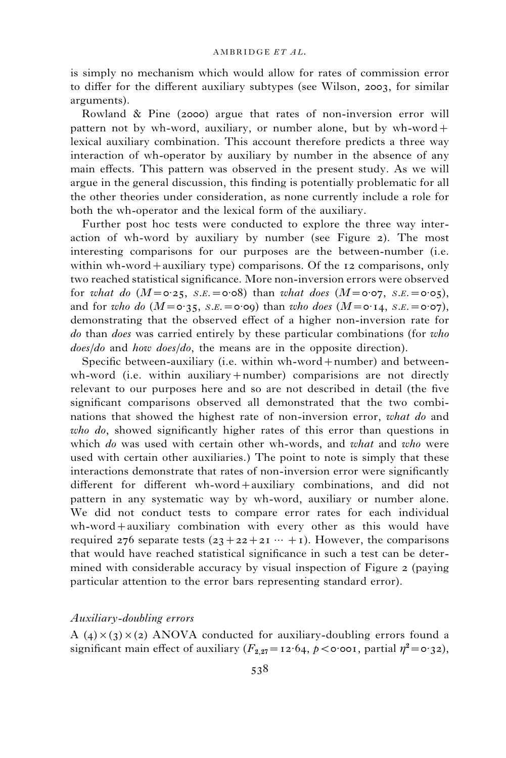is simply no mechanism which would allow for rates of commission error to differ for the different auxiliary subtypes (see Wilson, 2003, for similar arguments).

Rowland & Pine (2000) argue that rates of non-inversion error will pattern not by wh-word, auxiliary, or number alone, but by wh-word + lexical auxiliary combination. This account therefore predicts a three way interaction of wh-operator by auxiliary by number in the absence of any main effects. This pattern was observed in the present study. As we will argue in the general discussion, this finding is potentially problematic for all the other theories under consideration, as none currently include a role for both the wh-operator and the lexical form of the auxiliary.

Further post hoc tests were conducted to explore the three way interaction of wh-word by auxiliary by number (see Figure 2). The most interesting comparisons for our purposes are the between-number (i.e. within wh-word + auxiliary type) comparisons. Of the 12 comparisons, only two reached statistical significance. More non-inversion errors were observed for *what do* ($M=0.25$, $S.E.=0.08$) than *what does* ($M=0.07$, $S.E.=0.05$), and for *who do* ($M=0.35$, $S.E.=0.09$) than *who does* ($M=0.14$, $S.E.=0.07$), demonstrating that the observed effect of a higher non-inversion rate for *do* than *does* was carried entirely by these particular combinations (for *who does/do* and *how does/do*, the means are in the opposite direction).

Specific between-auxiliary (i.e. within wh-word + number) and between-wh-word (i.e. within auxiliary + number) comparisions are not directly relevant to our purposes here and so are not described in detail (the five significant comparisons observed all demonstrated that the two combinations that showed the highest rate of non-inversion error, *what do* and *who do*, showed significantly higher rates of this error than questions in which *do* was used with certain other wh-words, and *what* and *who* were used with certain other auxiliaries.) The point to note is simply that these interactions demonstrate that rates of non-inversion error were significantly different for different wh-word + auxiliary combinations, and did not pattern in any systematic way by wh-word, auxiliary or number alone. We did not conduct tests to compare error rates for each individual wh-word + auxiliary combination with every other as this would have required 276 separate tests ($23+22+21 \cdots +1$). However, the comparisons that would have reached statistical significance in such a test can be determined with considerable accuracy by visual inspection of Figure 2 (paying particular attention to the error bars representing standard error).

### *Auxiliary-doubling errors*

A $(4)\times(3)\times(2)$ ANOVA conducted for auxiliary-doubling errors found a significant main effect of auxiliary ($F_{2,27}=12.64$, $p<0.001$, partial $\eta^2=0.32$),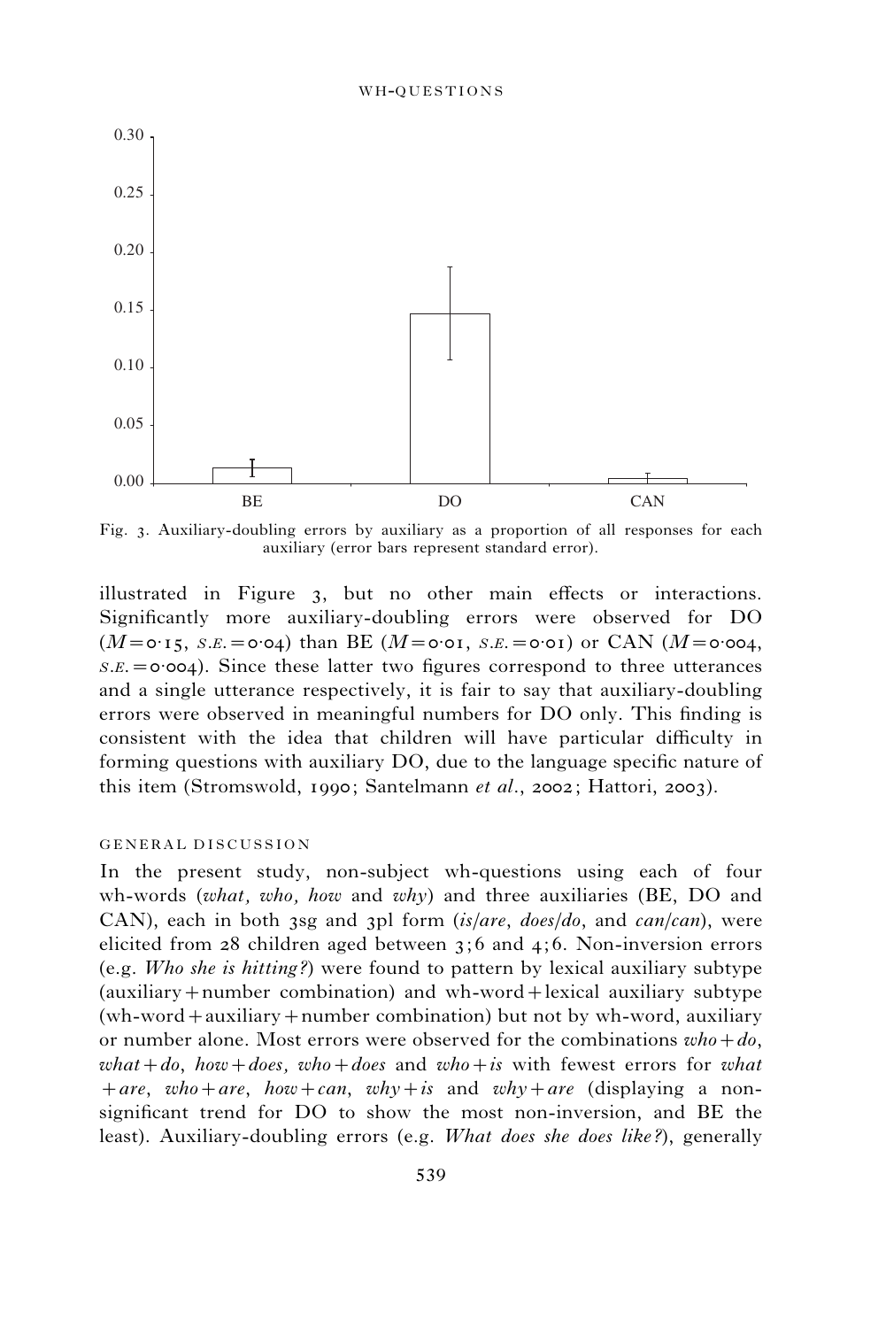Fig. 3. Auxiliary-doubling errors by auxiliary as a proportion of all responses for each auxiliary (error bars represent standard error).

illustrated in Figure 3, but no other main effects or interactions. Significantly more auxiliary-doubling errors were observed for DO ($M = 0.15$, $S.E. = 0.04$) than BE ($M = 0.01$, $S.E. = 0.01$) or CAN ($M = 0.004$, $S.E. = 0.004$). Since these latter two figures correspond to three utterances and a single utterance respectively, it is fair to say that auxiliary-doubling errors were observed in meaningful numbers for DO only. This finding is consistent with the idea that children will have particular difficulty in forming questions with auxiliary DO, due to the language specific nature of this item (Stromswold, 1990; Santelmann *et al.*, 2002; Hattori, 2003).

## GENERAL DISCUSSION

In the present study, non-subject wh-questions using each of four wh-words (*what, who, how* and *why*) and three auxiliaries (BE, DO and CAN), each in both 3sg and 3pl form (*is/are*, *does/do*, and *can/can*), were elicited from 28 children aged between 3;6 and 4;6. Non-inversion errors (e.g. *Who she is hitting?*) were found to pattern by lexical auxiliary subtype (auxiliary + number combination) and wh-word + lexical auxiliary subtype (wh-word + auxiliary + number combination) but not by wh-word, auxiliary or number alone. Most errors were observed for the combinations *who + do*, *what + do*, *how + does, who + does* and *who + is* with fewest errors for *what + are*, *who + are*, *how + can*, *why + is* and *why + are* (displaying a non-significant trend for DO to show the most non-inversion, and BE the least). Auxiliary-doubling errors (e.g. *What does she does like?*), generally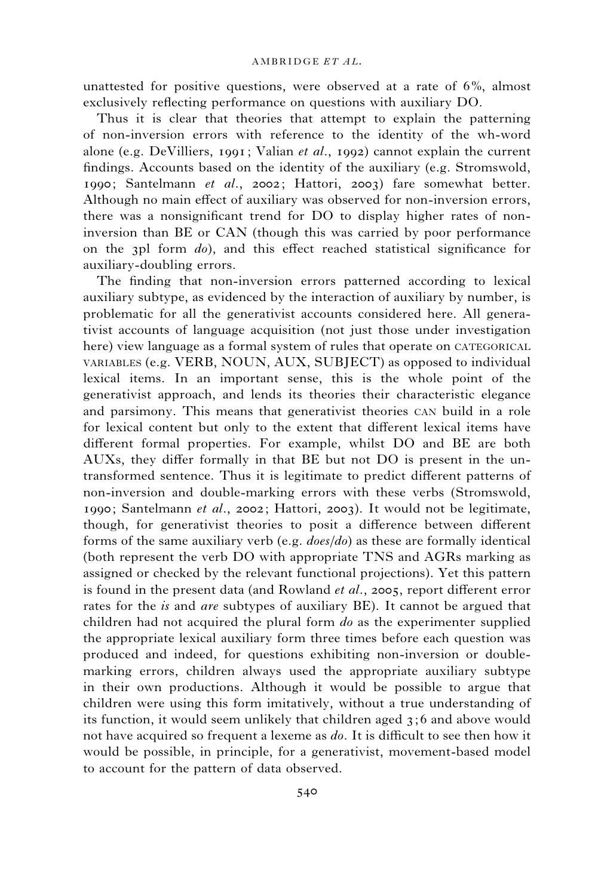unattested for positive questions, were observed at a rate of 6%, almost exclusively reflecting performance on questions with auxiliary DO.

Thus it is clear that theories that attempt to explain the patterning of non-inversion errors with reference to the identity of the wh-word alone (e.g. DeVilliers, 1991; Valian *et al.*, 1992) cannot explain the current findings. Accounts based on the identity of the auxiliary (e.g. Stromswold, 1990; Santelmann *et al.*, 2002; Hattori, 2003) fare somewhat better. Although no main effect of auxiliary was observed for non-inversion errors, there was a nonsignificant trend for DO to display higher rates of non-inversion than BE or CAN (though this was carried by poor performance on the 3pl form *do*), and this effect reached statistical significance for auxiliary-doubling errors.

The finding that non-inversion errors patterned according to lexical auxiliary subtype, as evidenced by the interaction of auxiliary by number, is problematic for all the generativist accounts considered here. All generativist accounts of language acquisition (not just those under investigation here) view language as a formal system of rules that operate on CATEGORICAL VARIABLES (e.g. VERB, NOUN, AUX, SUBJECT) as opposed to individual lexical items. In an important sense, this is the whole point of the generativist approach, and lends its theories their characteristic elegance and parsimony. This means that generativist theories CAN build in a role for lexical content but only to the extent that different lexical items have different formal properties. For example, whilst DO and BE are both AUXs, they differ formally in that BE but not DO is present in the untransformed sentence. Thus it is legitimate to predict different patterns of non-inversion and double-marking errors with these verbs (Stromswold, 1990; Santelmann *et al.*, 2002; Hattori, 2003). It would not be legitimate, though, for generativist theories to posit a difference between different forms of the same auxiliary verb (e.g. *does*/*do*) as these are formally identical (both represent the verb DO with appropriate TNS and AGRs marking as assigned or checked by the relevant functional projections). Yet this pattern is found in the present data (and Rowland *et al.*, 2005, report different error rates for the *is* and *are* subtypes of auxiliary BE). It cannot be argued that children had not acquired the plural form *do* as the experimenter supplied the appropriate lexical auxiliary form three times before each question was produced and indeed, for questions exhibiting non-inversion or double-marking errors, children always used the appropriate auxiliary subtype in their own productions. Although it would be possible to argue that children were using this form imitatively, without a true understanding of its function, it would seem unlikely that children aged 3;6 and above would not have acquired so frequent a lexeme as *do*. It is difficult to see then how it would be possible, in principle, for a generativist, movement-based model to account for the pattern of data observed.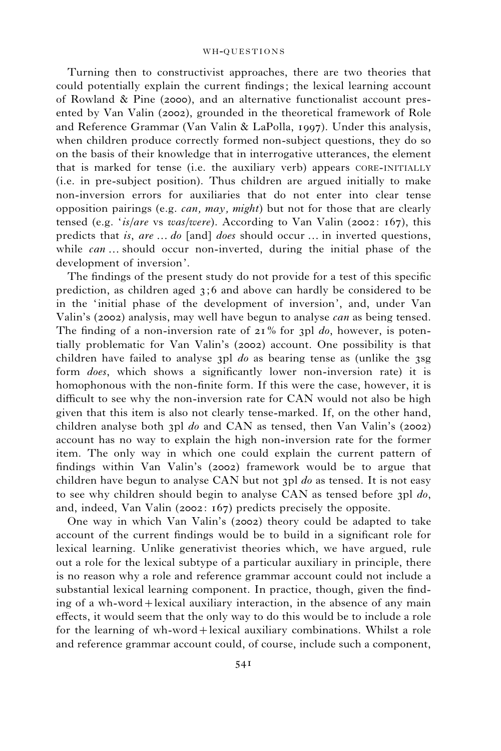Turning then to constructivist approaches, there are two theories that could potentially explain the current findings; the lexical learning account of Rowland & Pine (2000), and an alternative functionalist account presented by Van Valin (2002), grounded in the theoretical framework of Role and Reference Grammar (Van Valin & LaPolla, 1997). Under this analysis, when children produce correctly formed non-subject questions, they do so on the basis of their knowledge that in interrogative utterances, the element that is marked for tense (i.e. the auxiliary verb) appears CORE-INITIALLY (i.e. in pre-subject position). Thus children are argued initially to make non-inversion errors for auxiliaries that do not enter into clear tense opposition pairings (e.g. *can, may, might*) but not for those that are clearly tensed (e.g. '*is/are* vs *was/were*). According to Van Valin (2002: 167), this predicts that *is*, *are* … *do* [and] *does* should occur … in inverted questions, while *can* … should occur non-inverted, during the initial phase of the development of inversion'.

The findings of the present study do not provide for a test of this specific prediction, as children aged 3;6 and above can hardly be considered to be in the 'initial phase of the development of inversion', and, under Van Valin's (2002) analysis, may well have begun to analyse *can* as being tensed. The finding of a non-inversion rate of 21% for 3pl *do*, however, is potentially problematic for Van Valin's (2002) account. One possibility is that children have failed to analyse 3pl *do* as bearing tense as (unlike the 3sg form *does*, which shows a significantly lower non-inversion rate) it is homophonous with the non-finite form. If this were the case, however, it is difficult to see why the non-inversion rate for CAN would not also be high given that this item is also not clearly tense-marked. If, on the other hand, children analyse both 3pl *do* and CAN as tensed, then Van Valin's (2002) account has no way to explain the high non-inversion rate for the former item. The only way in which one could explain the current pattern of findings within Van Valin's (2002) framework would be to argue that children have begun to analyse CAN but not 3pl *do* as tensed. It is not easy to see why children should begin to analyse CAN as tensed before 3pl *do*, and, indeed, Van Valin (2002: 167) predicts precisely the opposite.

One way in which Van Valin's (2002) theory could be adapted to take account of the current findings would be to build in a significant role for lexical learning. Unlike generativist theories which, we have argued, rule out a role for the lexical subtype of a particular auxiliary in principle, there is no reason why a role and reference grammar account could not include a substantial lexical learning component. In practice, though, given the finding of a wh-word + lexical auxiliary interaction, in the absence of any main effects, it would seem that the only way to do this would be to include a role for the learning of wh-word + lexical auxiliary combinations. Whilst a role and reference grammar account could, of course, include such a component,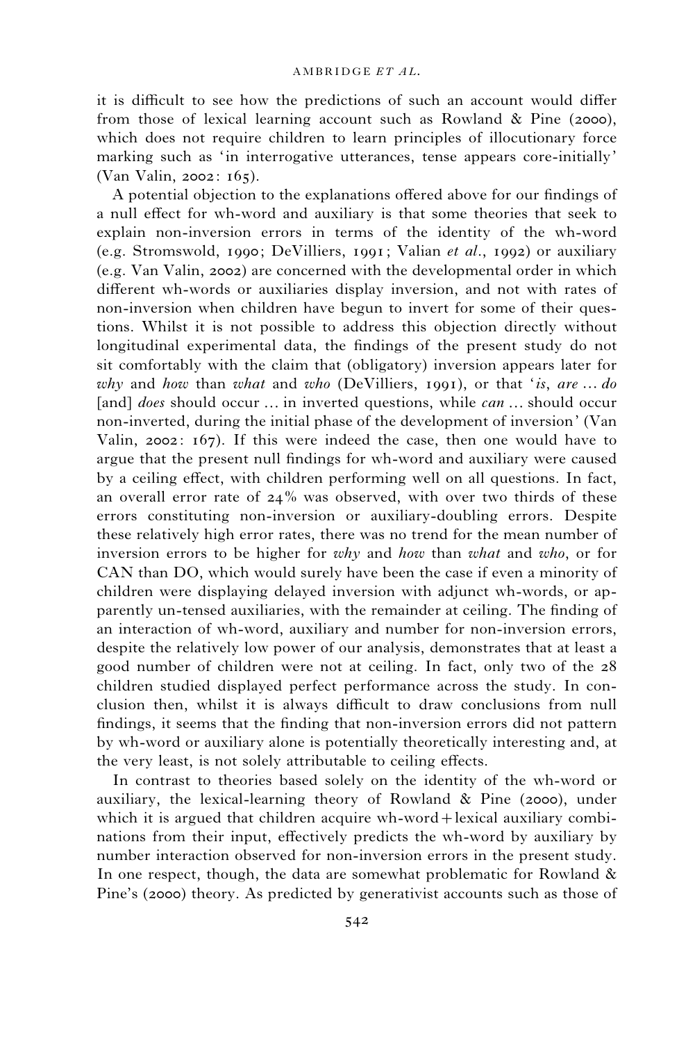it is difficult to see how the predictions of such an account would differ from those of lexical learning account such as Rowland & Pine (2000), which does not require children to learn principles of illocutionary force marking such as 'in interrogative utterances, tense appears core-initially' (Van Valin, 2002: 165).

A potential objection to the explanations offered above for our findings of a null effect for wh-word and auxiliary is that some theories that seek to explain non-inversion errors in terms of the identity of the wh-word (e.g. Stromswold, 1990; DeVilliers, 1991; Valian *et al.*, 1992) or auxiliary (e.g. Van Valin, 2002) are concerned with the developmental order in which different wh-words or auxiliaries display inversion, and not with rates of non-inversion when children have begun to invert for some of their questions. Whilst it is not possible to address this objection directly without longitudinal experimental data, the findings of the present study do not sit comfortably with the claim that (obligatory) inversion appears later for *why* and *how* than *what* and *who* (DeVilliers, 1991), or that '*is*, *are* … *do* [and] *does* should occur … in inverted questions, while *can* … should occur non-inverted, during the initial phase of the development of inversion' (Van Valin, 2002: 167). If this were indeed the case, then one would have to argue that the present null findings for wh-word and auxiliary were caused by a ceiling effect, with children performing well on all questions. In fact, an overall error rate of 24% was observed, with over two thirds of these errors constituting non-inversion or auxiliary-doubling errors. Despite these relatively high error rates, there was no trend for the mean number of inversion errors to be higher for *why* and *how* than *what* and *who*, or for CAN than DO, which would surely have been the case if even a minority of children were displaying delayed inversion with adjunct wh-words, or apparently un-tensed auxiliaries, with the remainder at ceiling. The finding of an interaction of wh-word, auxiliary and number for non-inversion errors, despite the relatively low power of our analysis, demonstrates that at least a good number of children were not at ceiling. In fact, only two of the 28 children studied displayed perfect performance across the study. In conclusion then, whilst it is always difficult to draw conclusions from null findings, it seems that the finding that non-inversion errors did not pattern by wh-word or auxiliary alone is potentially theoretically interesting and, at the very least, is not solely attributable to ceiling effects.

In contrast to theories based solely on the identity of the wh-word or auxiliary, the lexical-learning theory of Rowland & Pine (2000), under which it is argued that children acquire wh-word + lexical auxiliary combinations from their input, effectively predicts the wh-word by auxiliary by number interaction observed for non-inversion errors in the present study. In one respect, though, the data are somewhat problematic for Rowland & Pine's (2000) theory. As predicted by generativist accounts such as those of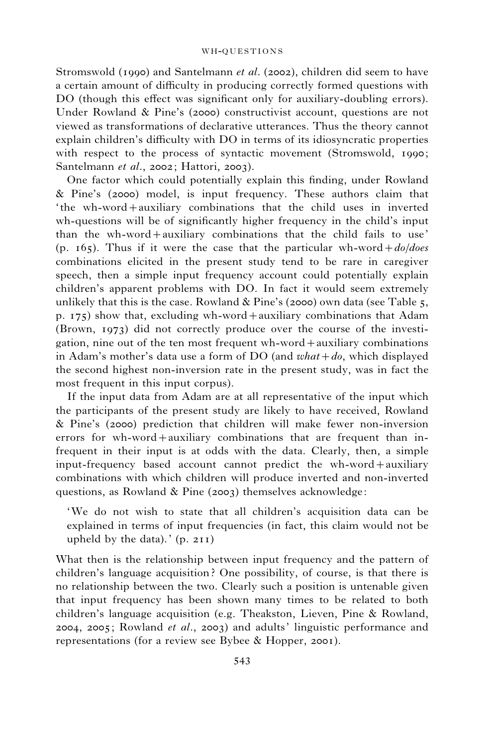Stromswold (1990) and Santelmann *et al.* (2002), children did seem to have a certain amount of difficulty in producing correctly formed questions with DO (though this effect was significant only for auxiliary-doubling errors). Under Rowland & Pine's (2000) constructivist account, questions are not viewed as transformations of declarative utterances. Thus the theory cannot explain children's difficulty with DO in terms of its idiosyncratic properties with respect to the process of syntactic movement (Stromswold, 1990; Santelmann *et al.*, 2002; Hattori, 2003).

One factor which could potentially explain this finding, under Rowland & Pine's (2000) model, is input frequency. These authors claim that 'the wh-word+auxiliary combinations that the child uses in inverted wh-questions will be of significantly higher frequency in the child's input than the wh-word+auxiliary combinations that the child fails to use' (p. 165). Thus if it were the case that the particular wh-word+*do/does* combinations elicited in the present study tend to be rare in caregiver speech, then a simple input frequency account could potentially explain children's apparent problems with DO. In fact it would seem extremely unlikely that this is the case. Rowland & Pine's (2000) own data (see Table 5, p. 175) show that, excluding wh-word+auxiliary combinations that Adam (Brown, 1973) did not correctly produce over the course of the investigation, nine out of the ten most frequent wh-word+auxiliary combinations in Adam's mother's data use a form of DO (and *what*+*do*, which displayed the second highest non-inversion rate in the present study, was in fact the most frequent in this input corpus).

If the input data from Adam are at all representative of the input which the participants of the present study are likely to have received, Rowland & Pine's (2000) prediction that children will make fewer non-inversion errors for wh-word+auxiliary combinations that are frequent than infrequent in their input is at odds with the data. Clearly, then, a simple input-frequency based account cannot predict the wh-word+auxiliary combinations with which children will produce inverted and non-inverted questions, as Rowland & Pine (2003) themselves acknowledge:

> 'We do not wish to state that all children's acquisition data can be explained in terms of input frequencies (in fact, this claim would not be upheld by the data).' (p. 211)

What then is the relationship between input frequency and the pattern of children's language acquisition? One possibility, of course, is that there is no relationship between the two. Clearly such a position is untenable given that input frequency has been shown many times to be related to both children's language acquisition (e.g. Theakston, Lieven, Pine & Rowland, 2004, 2005; Rowland *et al.*, 2003) and adults' linguistic performance and representations (for a review see Bybee & Hopper, 2001).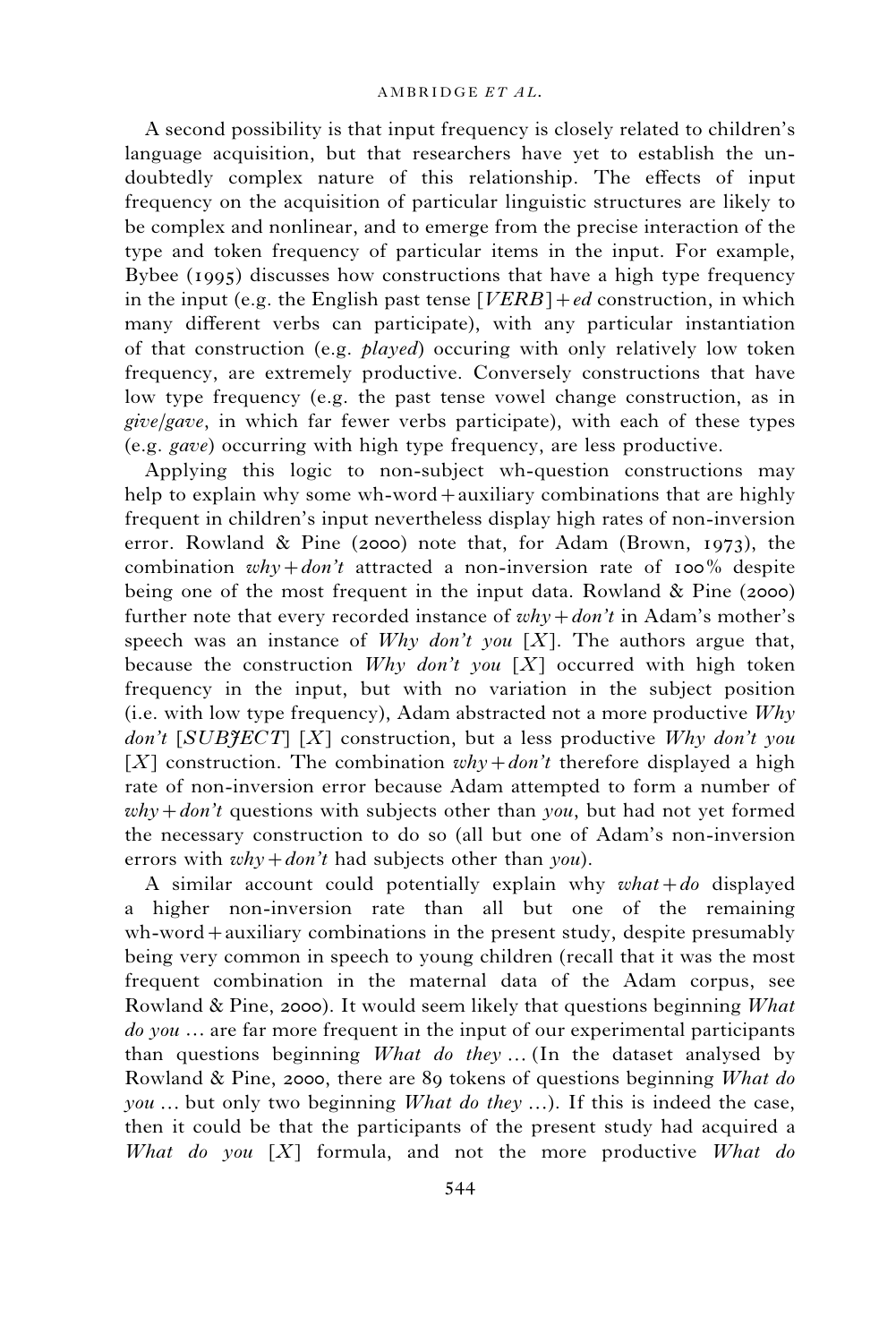A second possibility is that input frequency is closely related to children's language acquisition, but that researchers have yet to establish the undoubtedly complex nature of this relationship. The effects of input frequency on the acquisition of particular linguistic structures are likely to be complex and nonlinear, and to emerge from the precise interaction of the type and token frequency of particular items in the input. For example, Bybee (1995) discusses how constructions that have a high type frequency in the input (e.g. the English past tense [*VERB*]+*ed* construction, in which many different verbs can participate), with any particular instantiation of that construction (e.g. *played*) occuring with only relatively low token frequency, are extremely productive. Conversely constructions that have low type frequency (e.g. the past tense vowel change construction, as in *give/gave*, in which far fewer verbs participate), with each of these types (e.g. *gave*) occurring with high type frequency, are less productive.

Applying this logic to non-subject wh-question constructions may help to explain why some wh-word+auxiliary combinations that are highly frequent in children's input nevertheless display high rates of non-inversion error. Rowland & Pine (2000) note that, for Adam (Brown, 1973), the combination *why+don't* attracted a non-inversion rate of 100% despite being one of the most frequent in the input data. Rowland & Pine (2000) further note that every recorded instance of *why+don't* in Adam's mother's speech was an instance of *Why don't you* [*X*]. The authors argue that, because the construction *Why don't you* [*X*] occurred with high token frequency in the input, but with no variation in the subject position (i.e. with low type frequency), Adam abstracted not a more productive *Why don't* [*SUBJECT*] [*X*] construction, but a less productive *Why don't you* [*X*] construction. The combination *why+don't* therefore displayed a high rate of non-inversion error because Adam attempted to form a number of *why+don't* questions with subjects other than *you*, but had not yet formed the necessary construction to do so (all but one of Adam's non-inversion errors with *why+don't* had subjects other than *you*).

A similar account could potentially explain why *what+do* displayed a higher non-inversion rate than all but one of the remaining wh-word+auxiliary combinations in the present study, despite presumably being very common in speech to young children (recall that it was the most frequent combination in the maternal data of the Adam corpus, see Rowland & Pine, 2000). It would seem likely that questions beginning *What do you …* are far more frequent in the input of our experimental participants than questions beginning *What do they …* (In the dataset analysed by Rowland & Pine, 2000, there are 89 tokens of questions beginning *What do you …* but only two beginning *What do they …*). If this is indeed the case, then it could be that the participants of the present study had acquired a *What do you* [*X*] formula, and not the more productive *What do*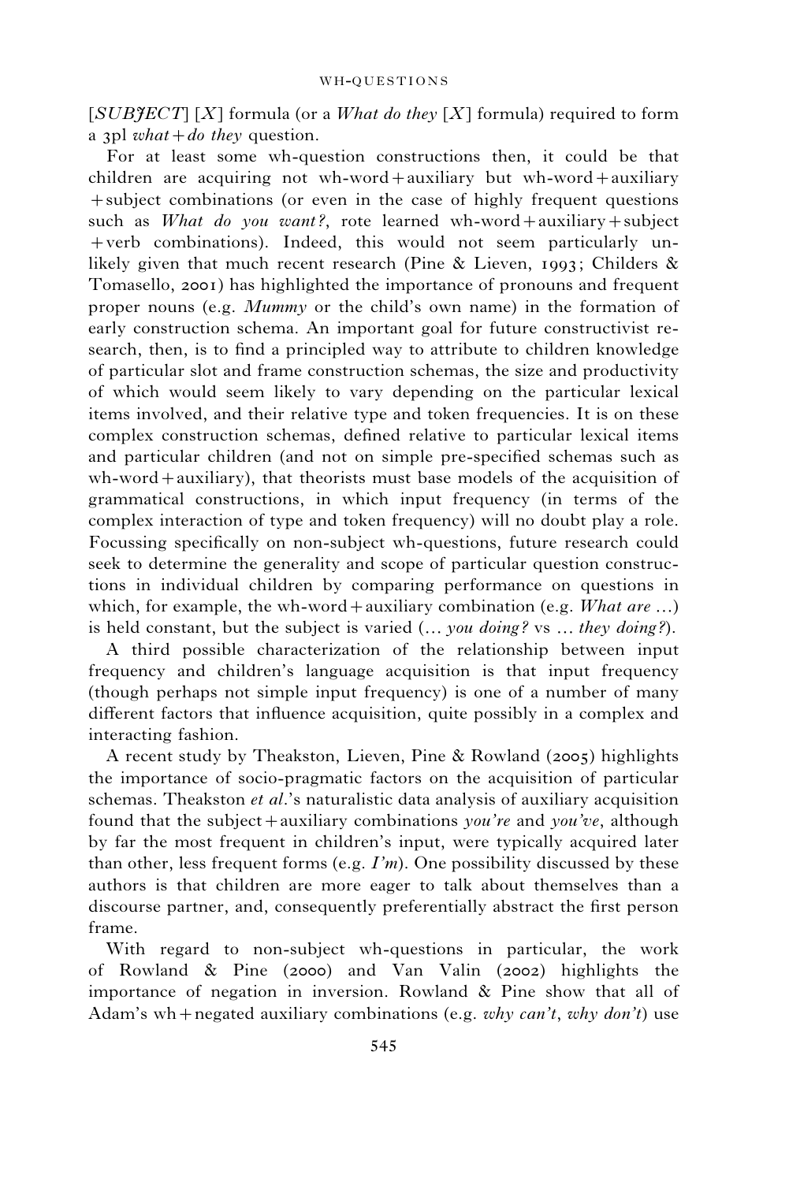[*SUBJECT*] [*X*] formula (or a *What do they* [*X*] formula) required to form a 3pl *what + do they* question.

For at least some wh-question constructions then, it could be that children are acquiring not wh-word + auxiliary but wh-word + auxiliary + subject combinations (or even in the case of highly frequent questions such as *What do you want?*, rote learned wh-word + auxiliary + subject + verb combinations). Indeed, this would not seem particularly unlikely given that much recent research (Pine & Lieven, 1993; Childers & Tomasello, 2001) has highlighted the importance of pronouns and frequent proper nouns (e.g. *Mummy* or the child's own name) in the formation of early construction schema. An important goal for future constructivist research, then, is to find a principled way to attribute to children knowledge of particular slot and frame construction schemas, the size and productivity of which would seem likely to vary depending on the particular lexical items involved, and their relative type and token frequencies. It is on these complex construction schemas, defined relative to particular lexical items and particular children (and not on simple pre-specified schemas such as wh-word + auxiliary), that theorists must base models of the acquisition of grammatical constructions, in which input frequency (in terms of the complex interaction of type and token frequency) will no doubt play a role. Focussing specifically on non-subject wh-questions, future research could seek to determine the generality and scope of particular question constructions in individual children by comparing performance on questions in which, for example, the wh-word + auxiliary combination (e.g. *What are …*) is held constant, but the subject is varied (*… you doing?* vs *… they doing?*).

A third possible characterization of the relationship between input frequency and children's language acquisition is that input frequency (though perhaps not simple input frequency) is one of a number of many different factors that influence acquisition, quite possibly in a complex and interacting fashion.

A recent study by Theakston, Lieven, Pine & Rowland (2005) highlights the importance of socio-pragmatic factors on the acquisition of particular schemas. Theakston *et al*.'s naturalistic data analysis of auxiliary acquisition found that the subject + auxiliary combinations *you're* and *you've*, although by far the most frequent in children's input, were typically acquired later than other, less frequent forms (e.g. *I'm*). One possibility discussed by these authors is that children are more eager to talk about themselves than a discourse partner, and, consequently preferentially abstract the first person frame.

With regard to non-subject wh-questions in particular, the work of Rowland & Pine (2000) and Van Valin (2002) highlights the importance of negation in inversion. Rowland & Pine show that all of Adam's wh + negated auxiliary combinations (e.g. *why can't*, *why don't*) use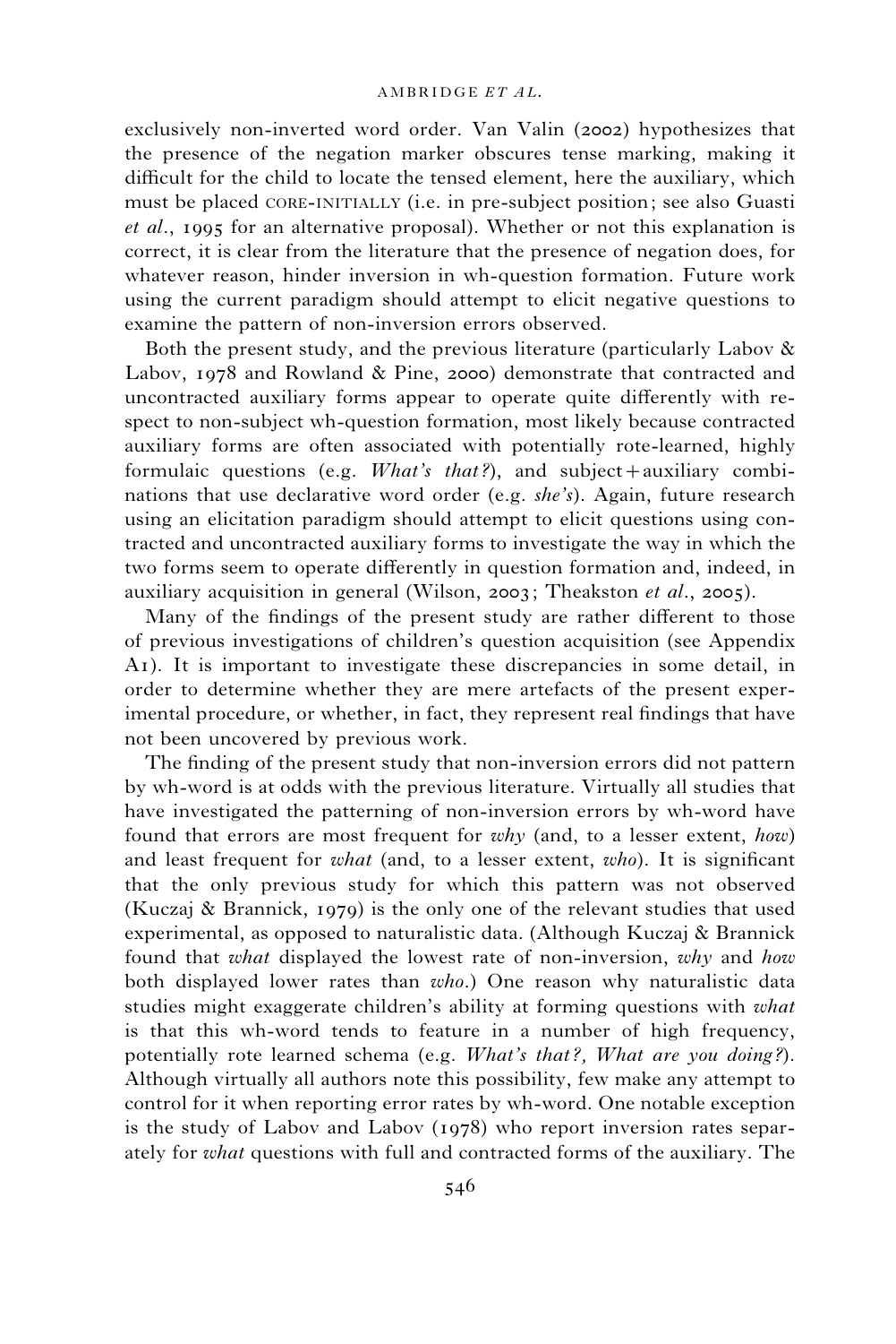exclusively non-inverted word order. Van Valin (2002) hypothesizes that the presence of the negation marker obscures tense marking, making it difficult for the child to locate the tensed element, here the auxiliary, which must be placed CORE-INITIALLY (i.e. in pre-subject position; see also Guasti *et al.*, 1995 for an alternative proposal). Whether or not this explanation is correct, it is clear from the literature that the presence of negation does, for whatever reason, hinder inversion in wh-question formation. Future work using the current paradigm should attempt to elicit negative questions to examine the pattern of non-inversion errors observed.

Both the present study, and the previous literature (particularly Labov & Labov, 1978 and Rowland & Pine, 2000) demonstrate that contracted and uncontracted auxiliary forms appear to operate quite differently with respect to non-subject wh-question formation, most likely because contracted auxiliary forms are often associated with potentially rote-learned, highly formulaic questions (e.g. *What's that?*), and subject+auxiliary combinations that use declarative word order (e.g. *she's*). Again, future research using an elicitation paradigm should attempt to elicit questions using contracted and uncontracted auxiliary forms to investigate the way in which the two forms seem to operate differently in question formation and, indeed, in auxiliary acquisition in general (Wilson, 2003; Theakston *et al.*, 2005).

Many of the findings of the present study are rather different to those of previous investigations of children's question acquisition (see Appendix A1). It is important to investigate these discrepancies in some detail, in order to determine whether they are mere artefacts of the present experimental procedure, or whether, in fact, they represent real findings that have not been uncovered by previous work.

The finding of the present study that non-inversion errors did not pattern by wh-word is at odds with the previous literature. Virtually all studies that have investigated the patterning of non-inversion errors by wh-word have found that errors are most frequent for *why* (and, to a lesser extent, *how*) and least frequent for *what* (and, to a lesser extent, *who*). It is significant that the only previous study for which this pattern was not observed (Kuczaj & Brannick, 1979) is the only one of the relevant studies that used experimental, as opposed to naturalistic data. (Although Kuczaj & Brannick found that *what* displayed the lowest rate of non-inversion, *why* and *how* both displayed lower rates than *who*.) One reason why naturalistic data studies might exaggerate children's ability at forming questions with *what* is that this wh-word tends to feature in a number of high frequency, potentially rote learned schema (e.g. *What's that?, What are you doing?*). Although virtually all authors note this possibility, few make any attempt to control for it when reporting error rates by wh-word. One notable exception is the study of Labov and Labov (1978) who report inversion rates separately for *what* questions with full and contracted forms of the auxiliary. The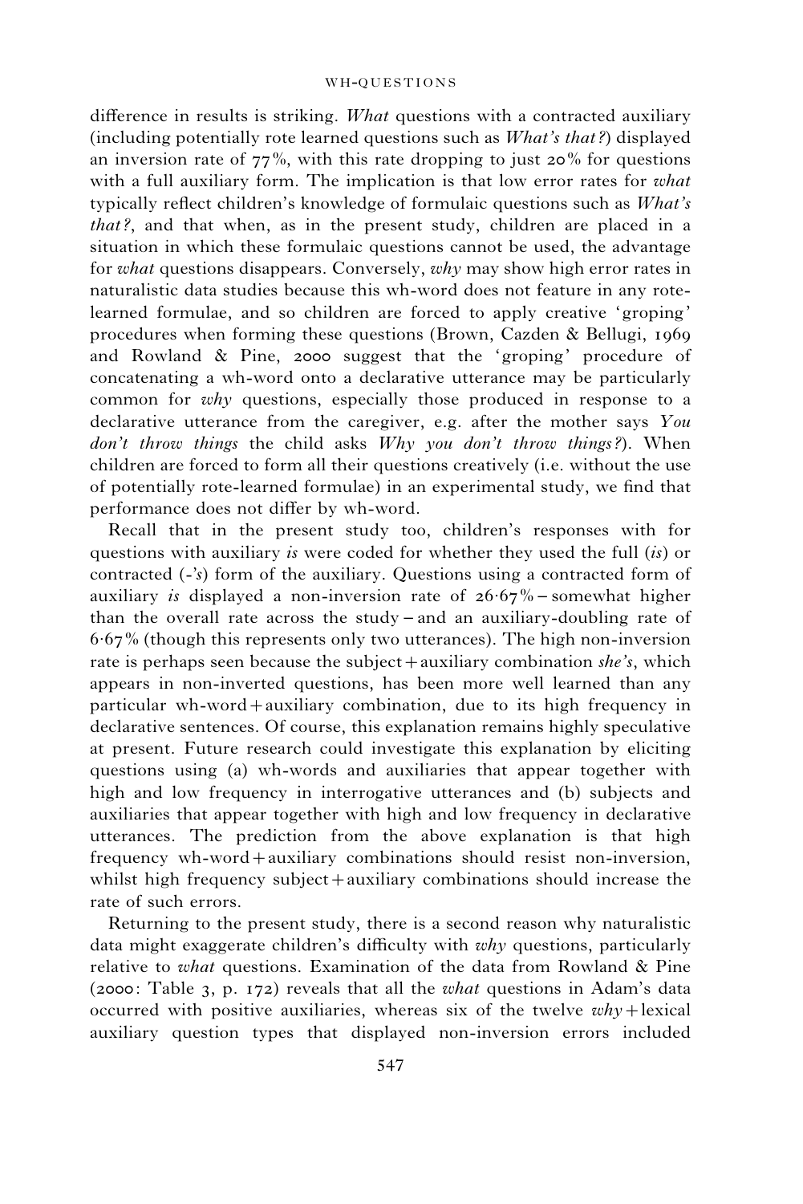difference in results is striking. *What* questions with a contracted auxiliary (including potentially rote learned questions such as *What's that?*) displayed an inversion rate of 77%, with this rate dropping to just 20% for questions with a full auxiliary form. The implication is that low error rates for *what* typically reflect children's knowledge of formulaic questions such as *What's that?*, and that when, as in the present study, children are placed in a situation in which these formulaic questions cannot be used, the advantage for *what* questions disappears. Conversely, *why* may show high error rates in naturalistic data studies because this wh-word does not feature in any rote-learned formulae, and so children are forced to apply creative 'groping' procedures when forming these questions (Brown, Cazden & Bellugi, 1969 and Rowland & Pine, 2000 suggest that the 'groping' procedure of concatenating a wh-word onto a declarative utterance may be particularly common for *why* questions, especially those produced in response to a declarative utterance from the caregiver, e.g. after the mother says *You don't throw things* the child asks *Why you don't throw things?*). When children are forced to form all their questions creatively (i.e. without the use of potentially rote-learned formulae) in an experimental study, we find that performance does not differ by wh-word.

Recall that in the present study too, children's responses with for questions with auxiliary *is* were coded for whether they used the full (*is*) or contracted (*-'s*) form of the auxiliary. Questions using a contracted form of auxiliary *is* displayed a non-inversion rate of 26·67% – somewhat higher than the overall rate across the study – and an auxiliary-doubling rate of 6·67% (though this represents only two utterances). The high non-inversion rate is perhaps seen because the subject+auxiliary combination *she's*, which appears in non-inverted questions, has been more well learned than any particular wh-word+auxiliary combination, due to its high frequency in declarative sentences. Of course, this explanation remains highly speculative at present. Future research could investigate this explanation by eliciting questions using (a) wh-words and auxiliaries that appear together with high and low frequency in interrogative utterances and (b) subjects and auxiliaries that appear together with high and low frequency in declarative utterances. The prediction from the above explanation is that high frequency wh-word+auxiliary combinations should resist non-inversion, whilst high frequency subject+auxiliary combinations should increase the rate of such errors.

Returning to the present study, there is a second reason why naturalistic data might exaggerate children's difficulty with *why* questions, particularly relative to *what* questions. Examination of the data from Rowland & Pine (2000: Table 3, p. 172) reveals that all the *what* questions in Adam's data occurred with positive auxiliaries, whereas six of the twelve *why*+lexical auxiliary question types that displayed non-inversion errors included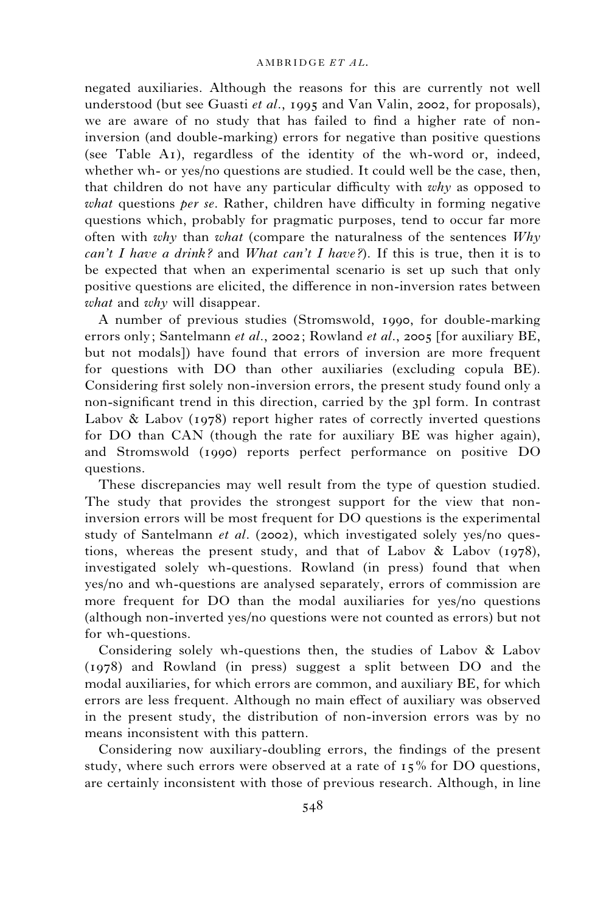negated auxiliaries. Although the reasons for this are currently not well understood (but see Guasti *et al*., 1995 and Van Valin, 2002, for proposals), we are aware of no study that has failed to find a higher rate of non-inversion (and double-marking) errors for negative than positive questions (see Table A1), regardless of the identity of the wh-word or, indeed, whether wh- or yes/no questions are studied. It could well be the case, then, that children do not have any particular difficulty with *why* as opposed to *what* questions *per se*. Rather, children have difficulty in forming negative questions which, probably for pragmatic purposes, tend to occur far more often with *why* than *what* (compare the naturalness of the sentences *Why can't I have a drink?* and *What can't I have?*). If this is true, then it is to be expected that when an experimental scenario is set up such that only positive questions are elicited, the difference in non-inversion rates between *what* and *why* will disappear.

A number of previous studies (Stromswold, 1990, for double-marking errors only; Santelmann *et al*., 2002; Rowland *et al*., 2005 [for auxiliary BE, but not modals]) have found that errors of inversion are more frequent for questions with DO than other auxiliaries (excluding copula BE). Considering first solely non-inversion errors, the present study found only a non-significant trend in this direction, carried by the 3pl form. In contrast Labov & Labov (1978) report higher rates of correctly inverted questions for DO than CAN (though the rate for auxiliary BE was higher again), and Stromswold (1990) reports perfect performance on positive DO questions.

These discrepancies may well result from the type of question studied. The study that provides the strongest support for the view that non-inversion errors will be most frequent for DO questions is the experimental study of Santelmann *et al*. (2002), which investigated solely yes/no questions, whereas the present study, and that of Labov & Labov (1978), investigated solely wh-questions. Rowland (in press) found that when yes/no and wh-questions are analysed separately, errors of commission are more frequent for DO than the modal auxiliaries for yes/no questions (although non-inverted yes/no questions were not counted as errors) but not for wh-questions.

Considering solely wh-questions then, the studies of Labov & Labov (1978) and Rowland (in press) suggest a split between DO and the modal auxiliaries, for which errors are common, and auxiliary BE, for which errors are less frequent. Although no main effect of auxiliary was observed in the present study, the distribution of non-inversion errors was by no means inconsistent with this pattern.

Considering now auxiliary-doubling errors, the findings of the present study, where such errors were observed at a rate of 15% for DO questions, are certainly inconsistent with those of previous research. Although, in line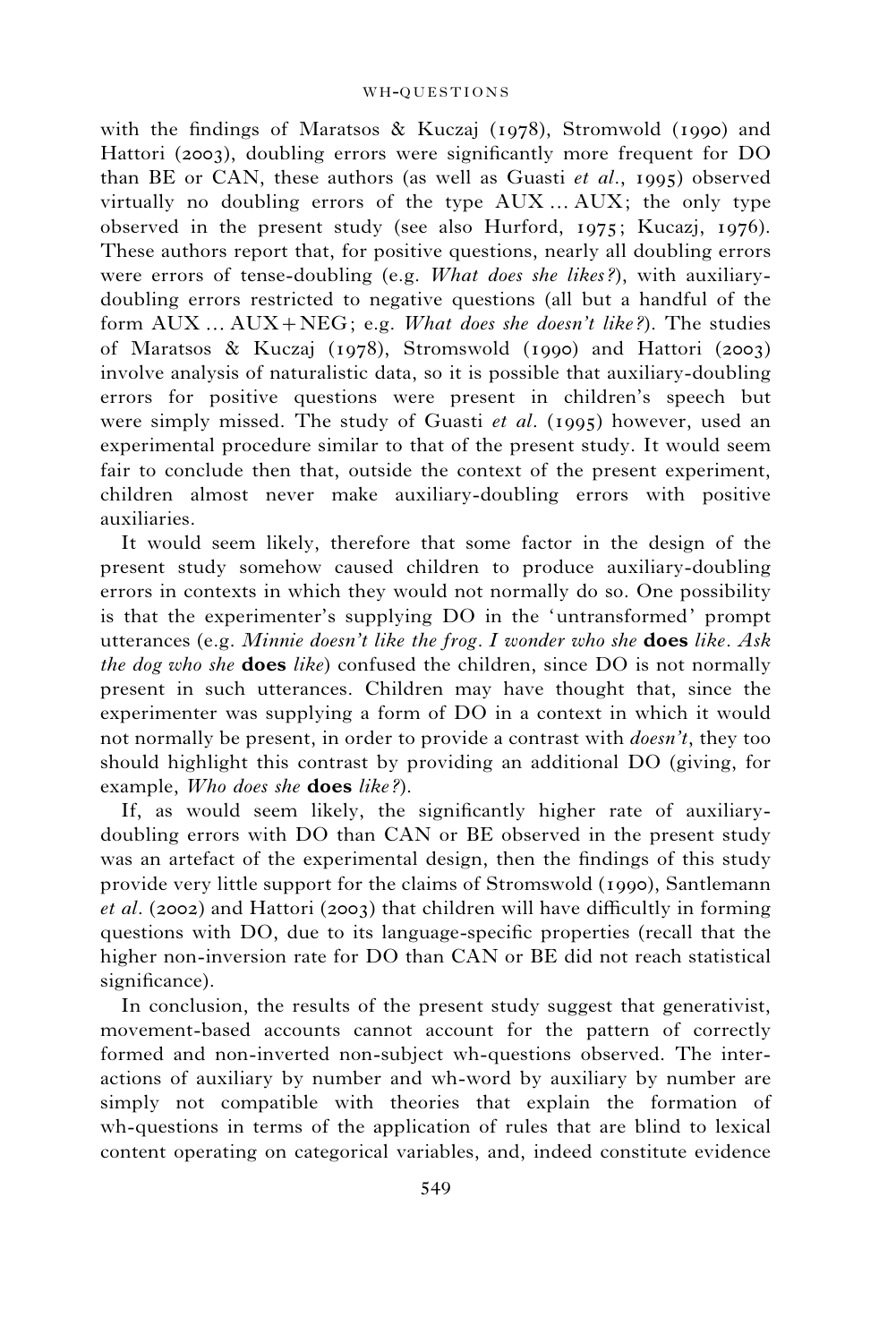with the findings of Maratsos & Kuczaj (1978), Stromwold (1990) and Hattori (2003), doubling errors were significantly more frequent for DO than BE or CAN, these authors (as well as Guasti *et al.*, 1995) observed virtually no doubling errors of the type AUX … AUX; the only type observed in the present study (see also Hurford, 1975; Kucazj, 1976). These authors report that, for positive questions, nearly all doubling errors were errors of tense-doubling (e.g. *What does she likes?*), with auxiliary-doubling errors restricted to negative questions (all but a handful of the form AUX … AUX+NEG; e.g. *What does she doesn't like?*). The studies of Maratsos & Kuczaj (1978), Stromswold (1990) and Hattori (2003) involve analysis of naturalistic data, so it is possible that auxiliary-doubling errors for positive questions were present in children's speech but were simply missed. The study of Guasti *et al.* (1995) however, used an experimental procedure similar to that of the present study. It would seem fair to conclude then that, outside the context of the present experiment, children almost never make auxiliary-doubling errors with positive auxiliaries.

It would seem likely, therefore that some factor in the design of the present study somehow caused children to produce auxiliary-doubling errors in contexts in which they would not normally do so. One possibility is that the experimenter's supplying DO in the 'untransformed' prompt utterances (e.g. *Minnie doesn't like the frog. I wonder who she* **does** *like. Ask the dog who she* **does** *like*) confused the children, since DO is not normally present in such utterances. Children may have thought that, since the experimenter was supplying a form of DO in a context in which it would not normally be present, in order to provide a contrast with *doesn't*, they too should highlight this contrast by providing an additional DO (giving, for example, *Who does she* **does** *like?*).

If, as would seem likely, the significantly higher rate of auxiliary-doubling errors with DO than CAN or BE observed in the present study was an artefact of the experimental design, then the findings of this study provide very little support for the claims of Stromswold (1990), Santlemann *et al.* (2002) and Hattori (2003) that children will have difficultly in forming questions with DO, due to its language-specific properties (recall that the higher non-inversion rate for DO than CAN or BE did not reach statistical significance).

In conclusion, the results of the present study suggest that generativist, movement-based accounts cannot account for the pattern of correctly formed and non-inverted non-subject wh-questions observed. The interactions of auxiliary by number and wh-word by auxiliary by number are simply not compatible with theories that explain the formation of wh-questions in terms of the application of rules that are blind to lexical content operating on categorical variables, and, indeed constitute evidence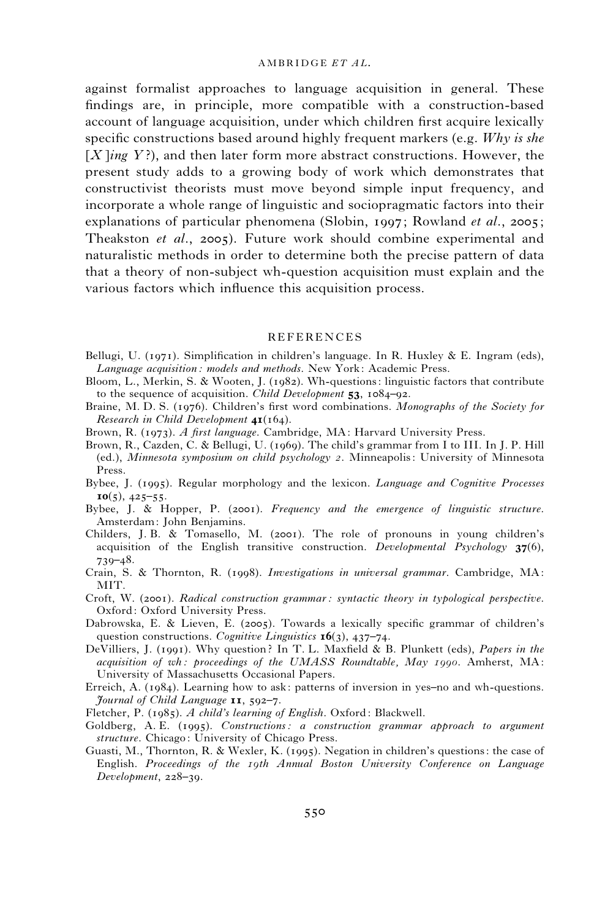against formalist approaches to language acquisition in general. These findings are, in principle, more compatible with a construction-based account of language acquisition, under which children first acquire lexically specific constructions based around highly frequent markers (e.g. *Why is she [X]ing Y?*), and then later form more abstract constructions. However, the present study adds to a growing body of work which demonstrates that constructivist theorists must move beyond simple input frequency, and incorporate a whole range of linguistic and sociopragmatic factors into their explanations of particular phenomena (Slobin, 1997; Rowland *et al.*, 2005; Theakston *et al.*, 2005). Future work should combine experimental and naturalistic methods in order to determine both the precise pattern of data that a theory of non-subject wh-question acquisition must explain and the various factors which influence this acquisition process.

## REFERENCES

Bellugi, U. (1971). Simplification in children's language. In R. Huxley & E. Ingram (eds), *Language acquisition: models and methods*. New York: Academic Press.

Bloom, L., Merkin, S. & Wooten, J. (1982). Wh-questions: linguistic factors that contribute to the sequence of acquisition. *Child Development* **53**, 1084–92.

Braine, M. D. S. (1976). Children's first word combinations. *Monographs of the Society for Research in Child Development* **41**(164).

Brown, R. (1973). *A first language*. Cambridge, MA: Harvard University Press.

Brown, R., Cazden, C. & Bellugi, U. (1969). The child's grammar from I to III. In J. P. Hill (ed.), *Minnesota symposium on child psychology 2*. Minneapolis: University of Minnesota Press.

Bybee, J. (1995). Regular morphology and the lexicon. *Language and Cognitive Processes* **10**(5), 425–55.

Bybee, J. & Hopper, P. (2001). *Frequency and the emergence of linguistic structure*. Amsterdam: John Benjamins.

Childers, J. B. & Tomasello, M. (2001). The role of pronouns in young children's acquisition of the English transitive construction. *Developmental Psychology* **37**(6), 739–48.

Crain, S. & Thornton, R. (1998). *Investigations in universal grammar*. Cambridge, MA: MIT.

Croft, W. (2001). *Radical construction grammar: syntactic theory in typological perspective*. Oxford: Oxford University Press.

Dabrowska, E. & Lieven, E. (2005). Towards a lexically specific grammar of children's question constructions. *Cognitive Linguistics* **16**(3), 437–74.

DeVilliers, J. (1991). Why question? In T. L. Maxfield & B. Plunkett (eds), *Papers in the acquisition of wh: proceedings of the UMASS Roundtable, May 1990*. Amherst, MA: University of Massachusetts Occasional Papers.

Erreich, A. (1984). Learning how to ask: patterns of inversion in yes–no and wh-questions. *Journal of Child Language* **11**, 592–7.

Fletcher, P. (1985). *A child's learning of English*. Oxford: Blackwell.

Goldberg, A. E. (1995). *Constructions: a construction grammar approach to argument structure*. Chicago: University of Chicago Press.

Guasti, M., Thornton, R. & Wexler, K. (1995). Negation in children's questions: the case of English. *Proceedings of the 19th Annual Boston University Conference on Language Development*, 228–39.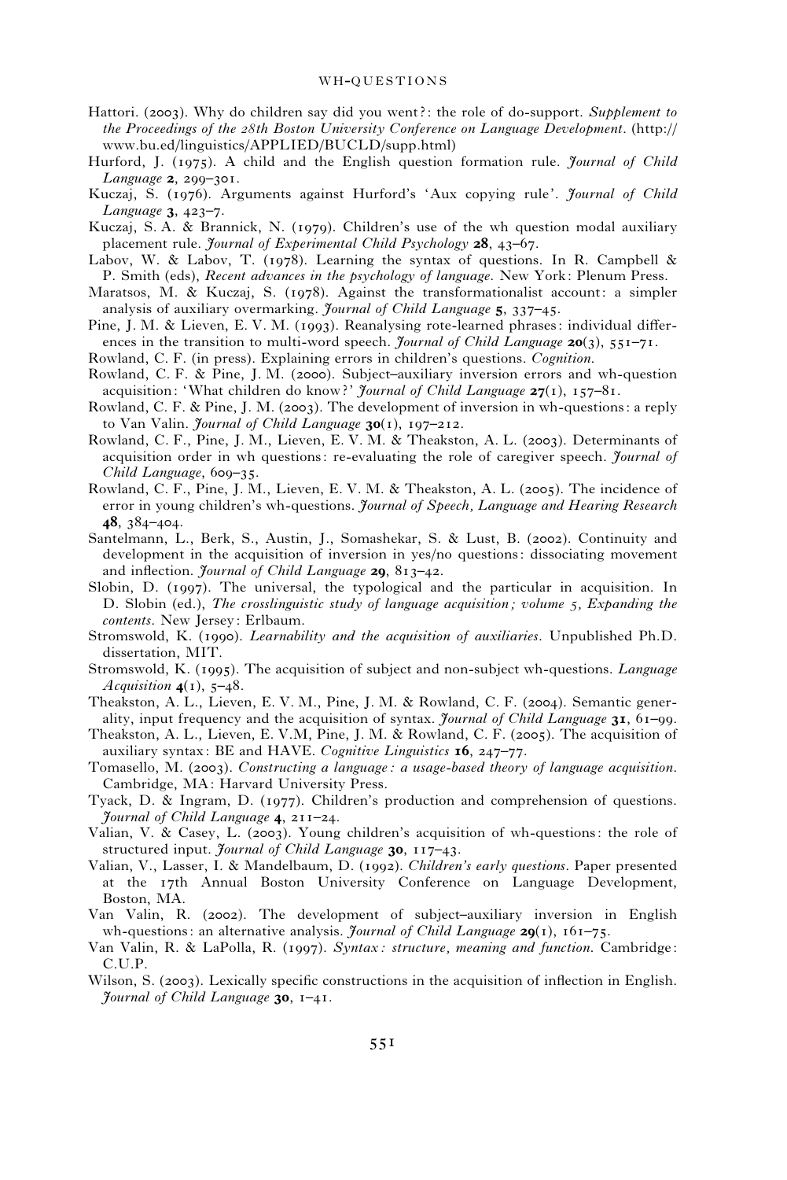Hattori. (2003). Why do children say did you went?: the role of do-support. *Supplement to the Proceedings of the 28th Boston University Conference on Language Development*. (http://www.bu.ed/linguistics/APPLIED/BUCLD/supp.html)

Hurford, J. (1975). A child and the English question formation rule. *Journal of Child Language* **2**, 299–301.

Kuczaj, S. (1976). Arguments against Hurford's 'Aux copying rule'. *Journal of Child Language* **3**, 423–7.

Kuczaj, S. A. & Brannick, N. (1979). Children's use of the wh question modal auxiliary placement rule. *Journal of Experimental Child Psychology* **28**, 43–67.

Labov, W. & Labov, T. (1978). Learning the syntax of questions. In R. Campbell & P. Smith (eds), *Recent advances in the psychology of language*. New York: Plenum Press.

Maratsos, M. & Kuczaj, S. (1978). Against the transformationalist account: a simpler analysis of auxiliary overmarking. *Journal of Child Language* **5**, 337–45.

Pine, J. M. & Lieven, E. V. M. (1993). Reanalysing rote-learned phrases: individual differences in the transition to multi-word speech. *Journal of Child Language* **20**(3), 551–71.

Rowland, C. F. (in press). Explaining errors in children's questions. *Cognition*.

Rowland, C. F. & Pine, J. M. (2000). Subject–auxiliary inversion errors and wh-question acquisition: 'What children do know?' *Journal of Child Language* **27**(1), 157–81.

Rowland, C. F. & Pine, J. M. (2003). The development of inversion in wh-questions: a reply to Van Valin. *Journal of Child Language* **30**(1), 197–212.

Rowland, C. F., Pine, J. M., Lieven, E. V. M. & Theakston, A. L. (2003). Determinants of acquisition order in wh questions: re-evaluating the role of caregiver speech. *Journal of Child Language*, 609–35.

Rowland, C. F., Pine, J. M., Lieven, E. V. M. & Theakston, A. L. (2005). The incidence of error in young children's wh-questions. *Journal of Speech, Language and Hearing Research* **48**, 384–404.

Santelmann, L., Berk, S., Austin, J., Somashekar, S. & Lust, B. (2002). Continuity and development in the acquisition of inversion in yes/no questions: dissociating movement and inflection. *Journal of Child Language* **29**, 813–42.

Slobin, D. (1997). The universal, the typological and the particular in acquisition. In D. Slobin (ed.), *The crosslinguistic study of language acquisition; volume 5, Expanding the contents*. New Jersey: Erlbaum.

Stromswold, K. (1990). *Learnability and the acquisition of auxiliaries*. Unpublished Ph.D. dissertation, MIT.

Stromswold, K. (1995). The acquisition of subject and non-subject wh-questions. *Language Acquisition* **4**(1), 5–48.

Theakston, A. L., Lieven, E. V. M., Pine, J. M. & Rowland, C. F. (2004). Semantic generality, input frequency and the acquisition of syntax. *Journal of Child Language* **31**, 61–99.

Theakston, A. L., Lieven, E. V.M, Pine, J. M. & Rowland, C. F. (2005). The acquisition of auxiliary syntax: BE and HAVE. *Cognitive Linguistics* **16**, 247–77.

Tomasello, M. (2003). *Constructing a language: a usage-based theory of language acquisition*. Cambridge, MA: Harvard University Press.

Tyack, D. & Ingram, D. (1977). Children's production and comprehension of questions. *Journal of Child Language* **4**, 211–24.

Valian, V. & Casey, L. (2003). Young children's acquisition of wh-questions: the role of structured input. *Journal of Child Language* **30**, 117–43.

Valian, V., Lasser, I. & Mandelbaum, D. (1992). *Children's early questions*. Paper presented at the 17th Annual Boston University Conference on Language Development, Boston, MA.

Van Valin, R. (2002). The development of subject–auxiliary inversion in English wh-questions: an alternative analysis. *Journal of Child Language* **29**(1), 161–75.

Van Valin, R. & LaPolla, R. (1997). *Syntax: structure, meaning and function*. Cambridge: C.U.P.

Wilson, S. (2003). Lexically specific constructions in the acquisition of inflection in English. *Journal of Child Language* **30**, 1–41.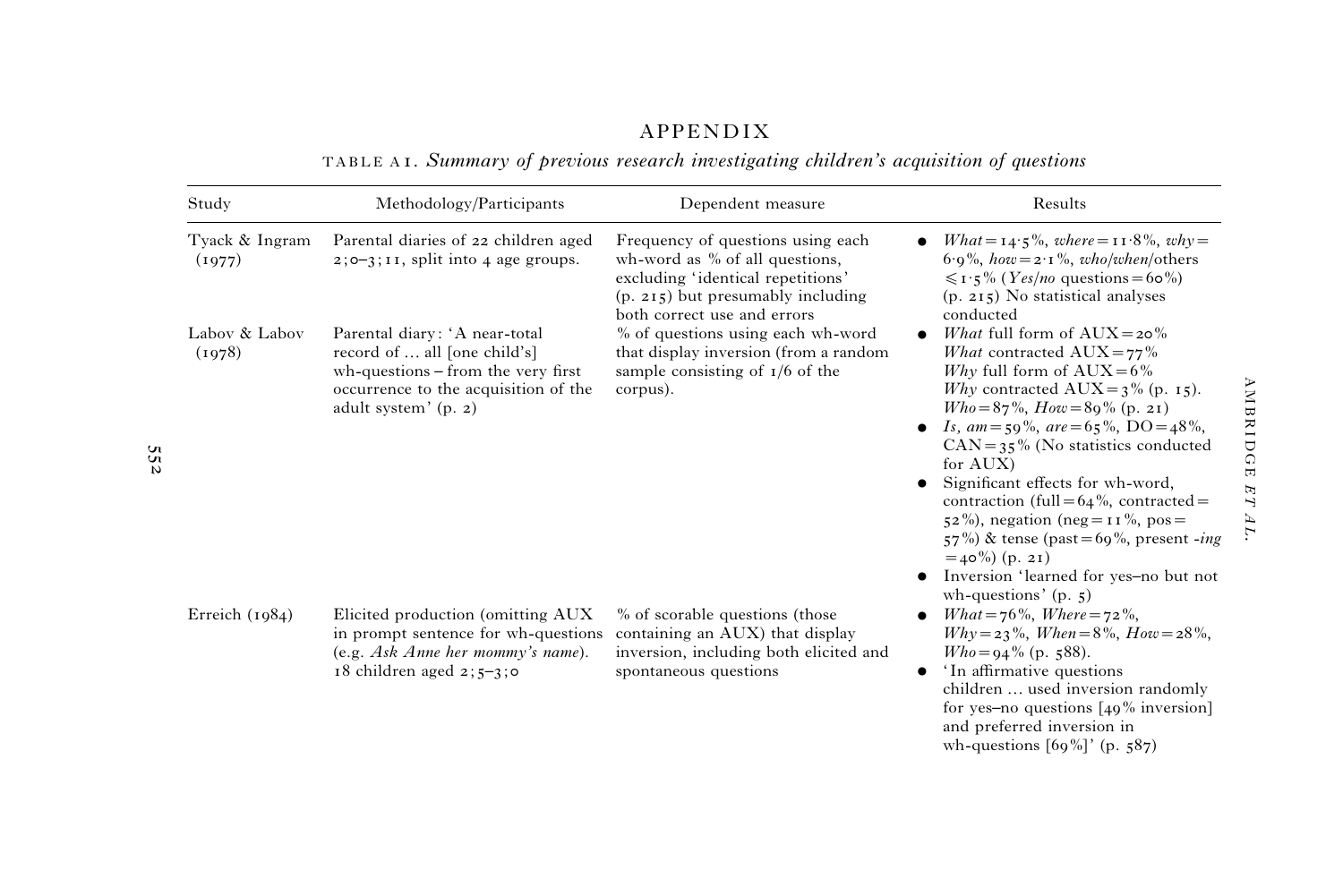## APPENDIX

TABLE A1. *Summary of previous research investigating children's acquisition of questions*

| Study | Methodology/Participants | Dependent measure | Results |
|---|---|---|---|
| Tyack & Ingram (1977) | Parental diaries of 22 children aged 2;0–3;11, split into 4 age groups. | Frequency of questions using each wh-word as % of all questions, excluding 'identical repetitions' (p. 215) but presumably including both correct use and errors | • *What* = 14·5%, *where* = 11·8%, *why* = 6·9%, *how* = 2·1%, *who/when*/others ≤ 1·5% (*Yes/no* questions = 60%) (p. 215) No statistical analyses conducted |
| Labov & Labov (1978) | Parental diary: 'A near-total record of … all [one child's] wh-questions – from the very first occurrence to the acquisition of the adult system' (p. 2) | % of questions using each wh-word that display inversion (from a random sample consisting of 1/6 of the corpus). | • *What* full form of AUX = 20% *What* contracted AUX = 77% *Why* full form of AUX = 6% *Why* contracted AUX = 3% (p. 15). *Who* = 87%, *How* = 89% (p. 21) • *Is, am* = 59%, *are* = 65%, DO = 48%, CAN = 35% (No statistics conducted for AUX) • Significant effects for wh-word, contraction (full = 64%, contracted = 52%), negation (neg = 11%, pos = 57%) & tense (past = 69%, present *-ing* = 40%) (p. 21) • Inversion 'learned for yes–no but not wh-questions' (p. 5) |
| Erreich (1984) | Elicited production (omitting AUX in prompt sentence for wh-questions (e.g. *Ask Anne her mommy's name*). 18 children aged 2;5–3;0 | % of scorable questions (those containing an AUX) that display inversion, including both elicited and spontaneous questions | • *What* = 76%, *Where* = 72%, *Why* = 23%, *When* = 8%, *How* = 28%, *Who* = 94% (p. 588). • 'In affirmative questions children … used inversion randomly for yes–no questions [49% inversion] and preferred inversion in wh-questions [69%]' (p. 587) |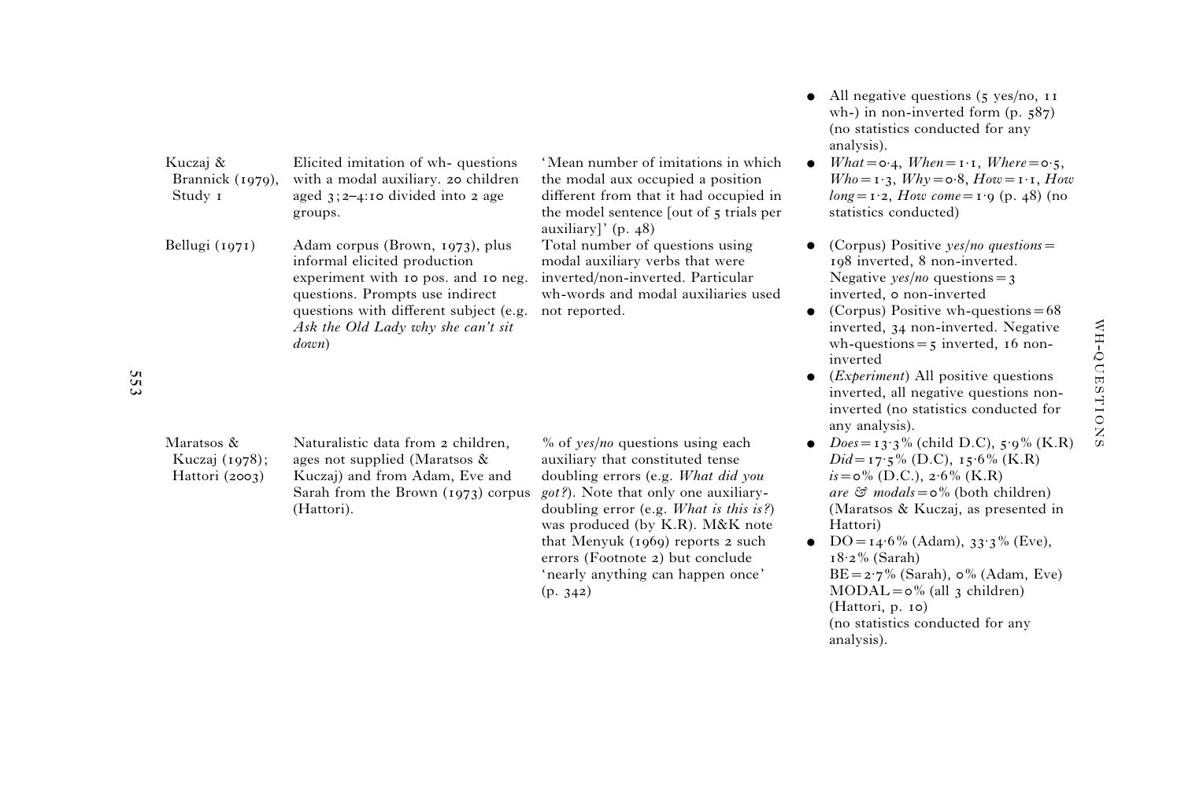| | | | |
|---|---|---|---|
| | | | • All negative questions (5 yes/no, 11 wh-) in non-inverted form (p. 587) (no statistics conducted for any analysis). |
| Kuczaj & Brannick (1979), Study 1 | Elicited imitation of wh- questions with a modal auxiliary. 20 children aged 3;2–4:10 divided into 2 age groups. | 'Mean number of imitations in which the modal aux occupied a position different from that it had occupied in the model sentence [out of 5 trials per auxiliary]' (p. 48) | • *What* = 0·4, *When* = 1·1, *Where* = 0·5, *Who* = 1·3, *Why* = 0·8, *How* = 1·1, *How long* = 1·2, *How come* = 1·9 (p. 48) (no statistics conducted) |
| Bellugi (1971) | Adam corpus (Brown, 1973), plus informal elicited production experiment with 10 pos. and 10 neg. questions. Prompts use indirect questions with different subject (e.g. *Ask the Old Lady why she can't sit down*) | Total number of questions using modal auxiliary verbs that were inverted/non-inverted. Particular wh-words and modal auxiliaries used not reported. | • (Corpus) Positive *yes/no questions* = 198 inverted, 8 non-inverted. Negative *yes/no* questions = 3 inverted, 0 non-inverted<br>• (Corpus) Positive wh-questions = 68 inverted, 34 non-inverted. Negative wh-questions = 5 inverted, 16 non-inverted<br>• (*Experiment*) All positive questions inverted, all negative questions non-inverted (no statistics conducted for any analysis). |
| Maratsos & Kuczaj (1978); Hattori (2003) | Naturalistic data from 2 children, ages not supplied (Maratsos & Kuczaj) and from Adam, Eve and Sarah from the Brown (1973) corpus (Hattori). | % of *yes/no* questions using each auxiliary that constituted tense doubling errors (e.g. *What did you got?*). Note that only one auxiliary-doubling error (e.g. *What is this is?*) was produced (by K.R). M&K note that Menyuk (1969) reports 2 such errors (Footnote 2) but conclude 'nearly anything can happen once' (p. 342) | • *Does* = 13·3% (child D.C), 5·9% (K.R) *Did* = 17·5% (D.C), 15·6% (K.R) *is* = 0% (D.C.), 2·6% (K.R) *are & modals* = 0% (both children) (Maratsos & Kuczaj, as presented in Hattori)<br>• DO = 14·6% (Adam), 33·3% (Eve), 18·2% (Sarah) BE = 2·7% (Sarah), 0% (Adam, Eve) MODAL = 0% (all 3 children) (Hattori, p. 10) (no statistics conducted for any analysis). |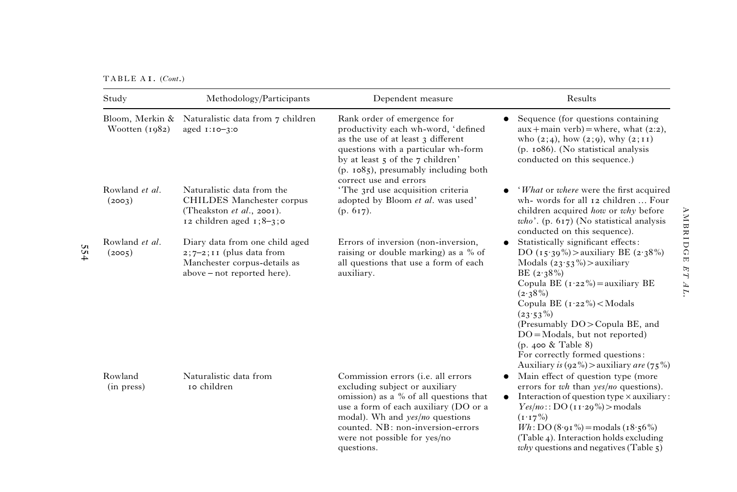TABLE A1. (*Cont.*)

| Study | Methodology/Participants | Dependent measure | Results |
|---|---|---|---|
| Bloom, Merkin & Wootten (1982) | Naturalistic data from 7 children aged 1;10–3;0 | Rank order of emergence for productivity each wh-word, 'defined as the use of at least 3 different questions with a particular wh-form by at least 5 of the 7 children' (p. 1085), presumably including both correct use and errors | • Sequence (for questions containing aux+main verb)=where, what (2;2), who (2;4), how (2;9), why (2;11) (p. 1086). (No statistical analysis conducted on this sequence.) |
| Rowland *et al.* (2003) | Naturalistic data from the CHILDES Manchester corpus (Theakston *et al.*, 2001). 12 children aged 1;8–3;0 | 'The 3rd use acquisition criteria adopted by Bloom *et al*. was used' (p. 617). | • '*What* or *where* were the first acquired wh- words for all 12 children … Four children acquired *how* or *why* before *who*'. (p. 617) (No statistical analysis conducted on this sequence). |
| Rowland *et al.* (2005) | Diary data from one child aged 2;7–2;11 (plus data from Manchester corpus-details as above – not reported here). | Errors of inversion (non-inversion, raising or double marking) as a % of all questions that use a form of each auxiliary. | • Statistically significant effects: DO (15·39%)>auxiliary BE (2·38%) Modals (23·53%)>auxiliary BE (2·38%) Copula BE (1·22%)=auxiliary BE (2·38%) Copula BE (1·22%)<Modals (23·53%) (Presumably DO>Copula BE, and DO=Modals, but not reported) (p. 400 & Table 8) For correctly formed questions: Auxiliary *is* (92%)>auxiliary *are* (75%) |
| Rowland (in press) | Naturalistic data from 10 children | Commission errors (i.e. all errors excluding subject or auxiliary omission) as a % of all questions that use a form of each auxiliary (DO or a modal). Wh and *yes/no* questions counted. NB: non-inversion-errors were not possible for yes/no questions. | • Main effect of question type (more errors for *wh* than *yes/no* questions). • Interaction of question type × auxiliary: *Yes/no*: : DO (11·29%)>modals (1·17%) *Wh*: DO (8·91%)=modals (18·56%) (Table 4). Interaction holds excluding *why* questions and negatives (Table 5) |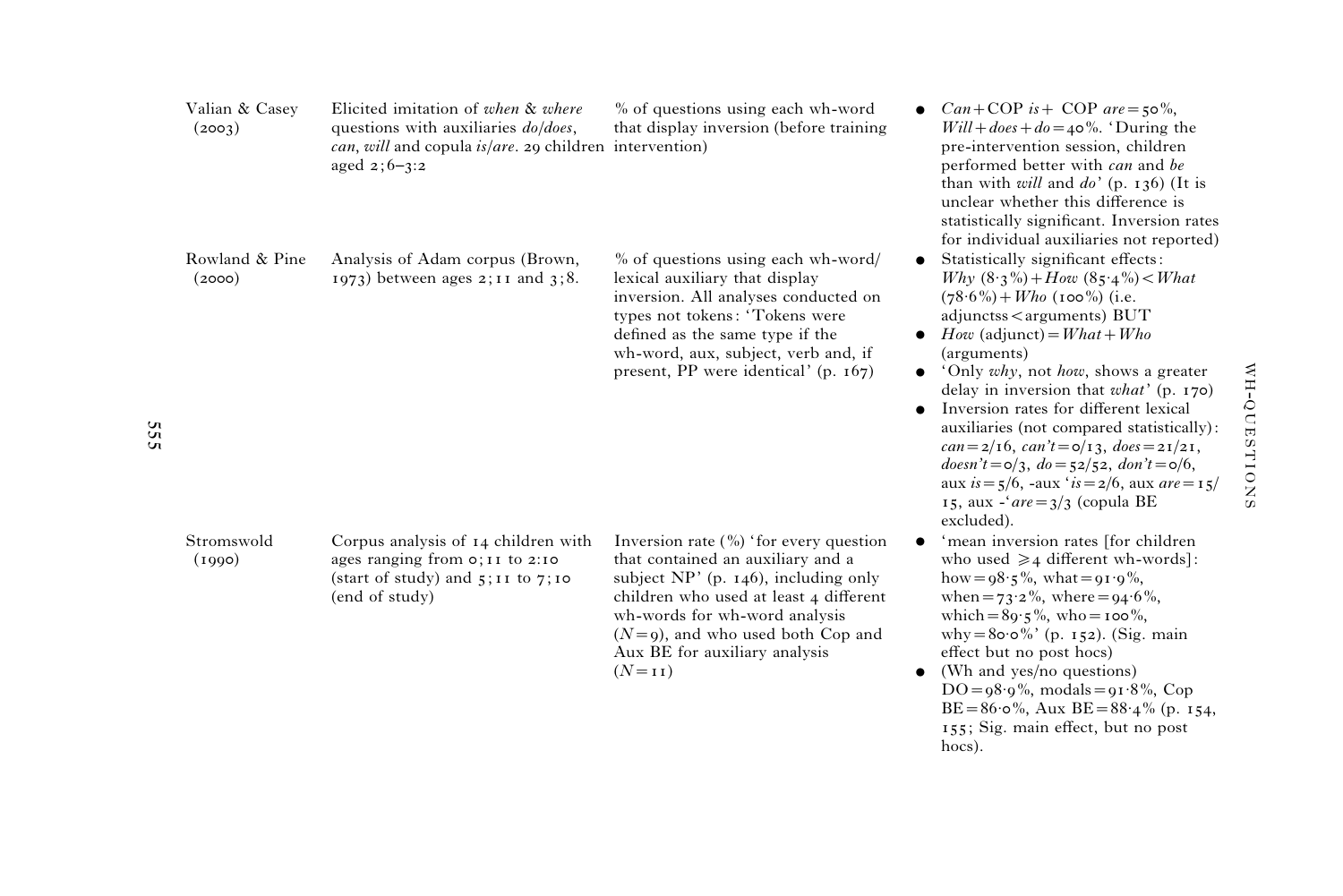| | | | |
|---|---|---|---|
| Valian & Casey (2003) | Elicited imitation of *when* & *where* questions with auxiliaries *do/does*, *can*, *will* and copula *is/are*. 29 children aged 2;6–3:2 | % of questions using each wh-word that display inversion (before training intervention) | • *Can* + COP *is* + COP *are* = 50%, *Will* + *does* + *do* = 40%. 'During the pre-intervention session, children performed better with *can* and *be* than with *will* and *do*' (p. 136) (It is unclear whether this difference is statistically significant. Inversion rates for individual auxiliaries not reported) |
| Rowland & Pine (2000) | Analysis of Adam corpus (Brown, 1973) between ages 2;11 and 3;8. | % of questions using each wh-word/lexical auxiliary that display inversion. All analyses conducted on types not tokens: 'Tokens were defined as the same type if the wh-word, aux, subject, verb and, if present, PP were identical' (p. 167) | • Statistically significant effects: *Why* (8·3%) + *How* (85·4%) < *What* (78·6%) + *Who* (100%) (i.e. adjunctss < arguments) BUT<br>• *How* (adjunct) = *What* + *Who* (arguments)<br>• 'Only *why*, not *how*, shows a greater delay in inversion that *what*' (p. 170)<br>• Inversion rates for different lexical auxiliaries (not compared statistically): *can* = 2/16, *can't* = 0/13, *does* = 21/21, *doesn't* = 0/3, *do* = 52/52, *don't* = 0/6, aux *is* = 5/6, -aux '*is* = 2/6, aux *are* = 15/15, aux -'*are* = 3/3 (copula BE excluded). |
| Stromswold (1990) | Corpus analysis of 14 children with ages ranging from 0;11 to 2:10 (start of study) and 5;11 to 7;10 (end of study) | Inversion rate (%) 'for every question that contained an auxiliary and a subject NP' (p. 146), including only children who used at least 4 different wh-words for wh-word analysis ($N = 9$), and who used both Cop and Aux BE for auxiliary analysis ($N = 11$) | • 'mean inversion rates [for children who used ≥4 different wh-words]: how = 98·5%, what = 91·9%, when = 73·2%, where = 94·6%, which = 89·5%, who = 100%, why = 80·0%' (p. 152). (Sig. main effect but no post hocs)<br>• (Wh and yes/no questions) DO = 98·9%, modals = 91·8%, Cop BE = 86·0%, Aux BE = 88·4% (p. 154, 155; Sig. main effect, but no post hocs). |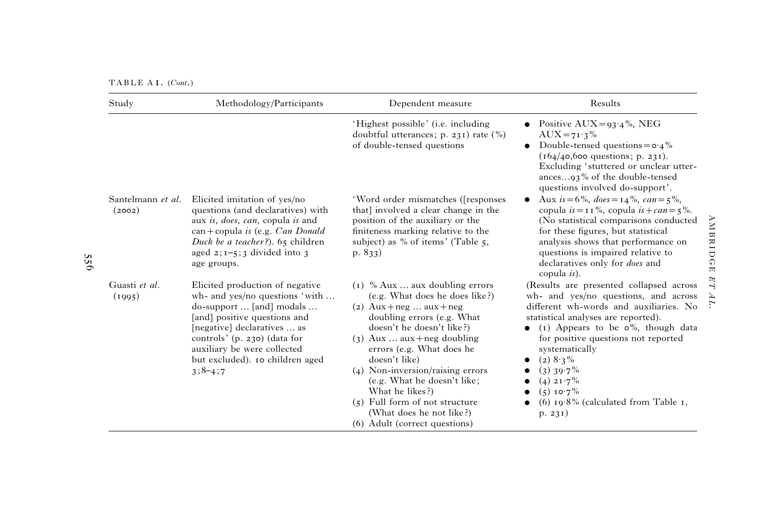TABLE A1. (*Cont.*)

| Study | Methodology/Participants | Dependent measure | Results |
|---|---|---|---|
| | | 'Highest possible' (i.e. including doubtful utterances; p. 231) rate (%) of double-tensed questions | • Positive AUX = 93·4%, NEG AUX = 71·3%<br>• Double-tensed questions = 0·4% (164/40,600 questions; p. 231). Excluding 'stuttered or unclear utterances…93% of the double-tensed questions involved do-support'. |
| Santelmann *et al.* (2002) | Elicited imitation of yes/no questions (and declaratives) with aux *is*, *does*, *can*, copula *is* and can + copula *is* (e.g. *Can Donald Duck be a teacher?*). 65 children aged 2;1–5;3 divided into 3 age groups. | 'Word order mismatches ([responses that] involved a clear change in the position of the auxiliary or the finiteness marking relative to the subject) as % of items' (Table 5, p. 833) | • Aux *is* = 6%, *does* = 14%, *can* = 5%, copula *is* = 11%, copula *is* + *can* = 5%. (No statistical comparisons conducted for these figures, but statistical analysis shows that performance on questions is impaired relative to declaratives only for *does* and copula *is*). |
| Guasti *et al.* (1995) | Elicited production of negative wh- and yes/no questions 'with … do-support … [and] modals … [and] positive questions and [negative] declaratives … as controls' (p. 230) (data for auxiliary be were collected but excluded). 10 children aged 3;8–4;7 | (1) % Aux … aux doubling errors (e.g. What does he does like?)<br>(2) Aux + neg … aux + neg doubling errors (e.g. What doesn't he doesn't like?)<br>(3) Aux … aux + neg doubling errors (e.g. What does he doesn't like)<br>(4) Non-inversion/raising errors (e.g. What he doesn't like; What he likes?)<br>(5) Full form of not structure (What does he not like?)<br>(6) Adult (correct questions) | (Results are presented collapsed across wh- and yes/no questions, and across different wh-words and auxiliaries. No statistical analyses are reported).<br>• (1) Appears to be 0%, though data for positive questions not reported systematically<br>• (2) 8·3%<br>• (3) 39·7%<br>• (4) 21·7%<br>• (5) 10·7%<br>• (6) 19·8% (calculated from Table 1, p. 231) |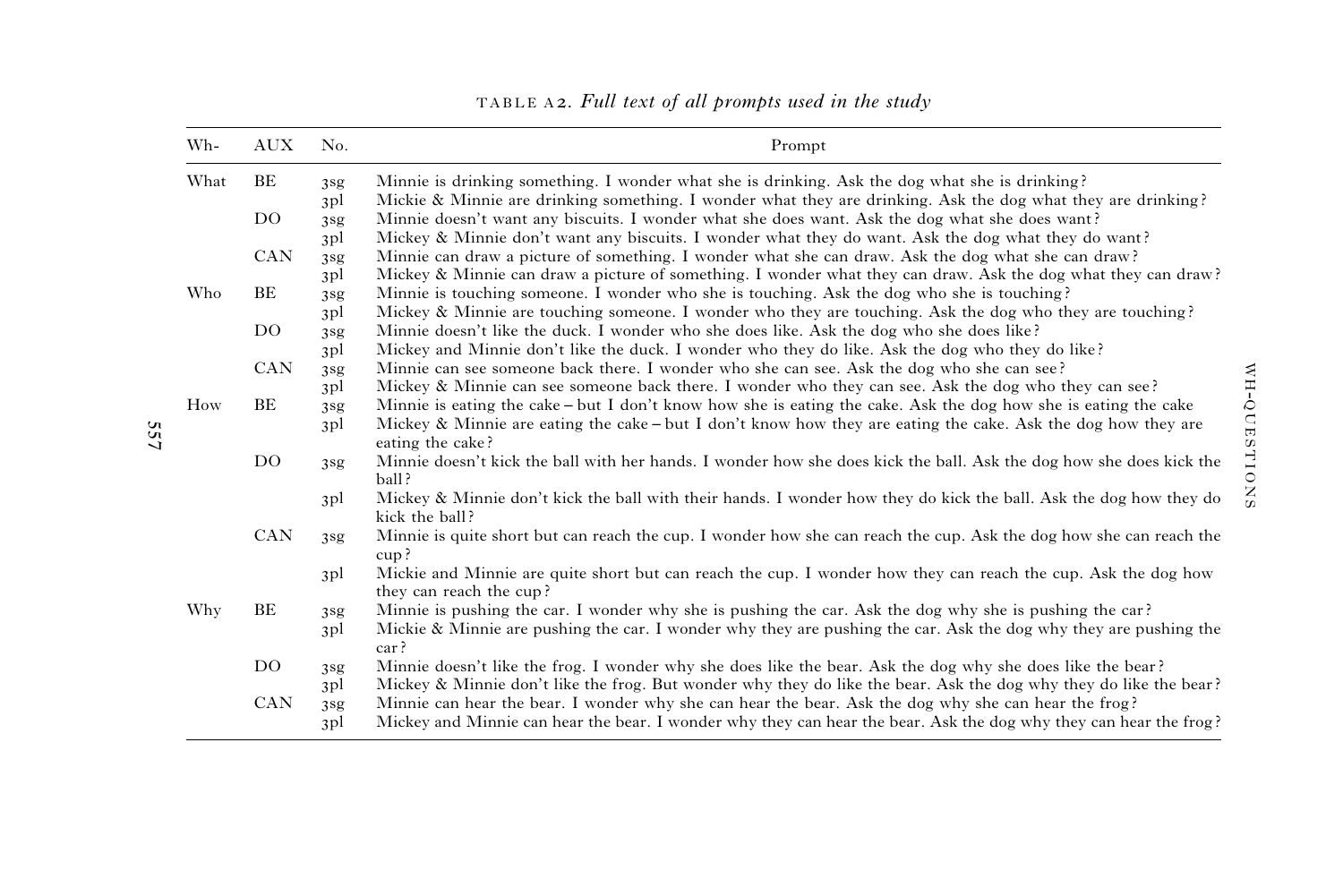TABLE A2. *Full text of all prompts used in the study*

| Wh- | AUX | No. | Prompt |
|---|---|---|---|
| What | BE | 3sg | Minnie is drinking something. I wonder what she is drinking. Ask the dog what she is drinking? |
| | | 3pl | Mickie & Minnie are drinking something. I wonder what they are drinking. Ask the dog what they are drinking? |
| | DO | 3sg | Minnie doesn't want any biscuits. I wonder what she does want. Ask the dog what she does want? |
| | | 3pl | Mickey & Minnie don't want any biscuits. I wonder what they do want. Ask the dog what they do want? |
| | CAN | 3sg | Minnie can draw a picture of something. I wonder what she can draw. Ask the dog what she can draw? |
| | | 3pl | Mickey & Minnie can draw a picture of something. I wonder what they can draw. Ask the dog what they can draw? |
| Who | BE | 3sg | Minnie is touching someone. I wonder who she is touching. Ask the dog who she is touching? |
| | | 3pl | Mickey & Minnie are touching someone. I wonder who they are touching. Ask the dog who they are touching? |
| | DO | 3sg | Minnie doesn't like the duck. I wonder who she does like. Ask the dog who she does like? |
| | | 3pl | Mickey and Minnie don't like the duck. I wonder who they do like. Ask the dog who they do like? |
| | CAN | 3sg | Minnie can see someone back there. I wonder who she can see. Ask the dog who she can see? |
| | | 3pl | Mickey & Minnie can see someone back there. I wonder who they can see. Ask the dog who they can see? |
| How | BE | 3sg | Minnie is eating the cake – but I don't know how she is eating the cake. Ask the dog how she is eating the cake |
| | | 3pl | Mickey & Minnie are eating the cake – but I don't know how they are eating the cake. Ask the dog how they are eating the cake? |
| | DO | 3sg | Minnie doesn't kick the ball with her hands. I wonder how she does kick the ball. Ask the dog how she does kick the ball? |
| | | 3pl | Mickey & Minnie don't kick the ball with their hands. I wonder how they do kick the ball. Ask the dog how they do kick the ball? |
| | CAN | 3sg | Minnie is quite short but can reach the cup. I wonder how she can reach the cup. Ask the dog how she can reach the cup? |
| | | 3pl | Mickie and Minnie are quite short but can reach the cup. I wonder how they can reach the cup. Ask the dog how they can reach the cup? |
| Why | BE | 3sg | Minnie is pushing the car. I wonder why she is pushing the car. Ask the dog why she is pushing the car? |
| | | 3pl | Mickie & Minnie are pushing the car. I wonder why they are pushing the car. Ask the dog why they are pushing the car? |
| | DO | 3sg | Minnie doesn't like the frog. I wonder why she does like the bear. Ask the dog why she does like the bear? |
| | | 3pl | Mickey & Minnie don't like the frog. But wonder why they do like the bear. Ask the dog why they do like the bear? |
| | CAN | 3sg | Minnie can hear the bear. I wonder why she can hear the bear. Ask the dog why she can hear the frog? |
| | | 3pl | Mickey and Minnie can hear the bear. I wonder why they can hear the bear. Ask the dog why they can hear the frog? |